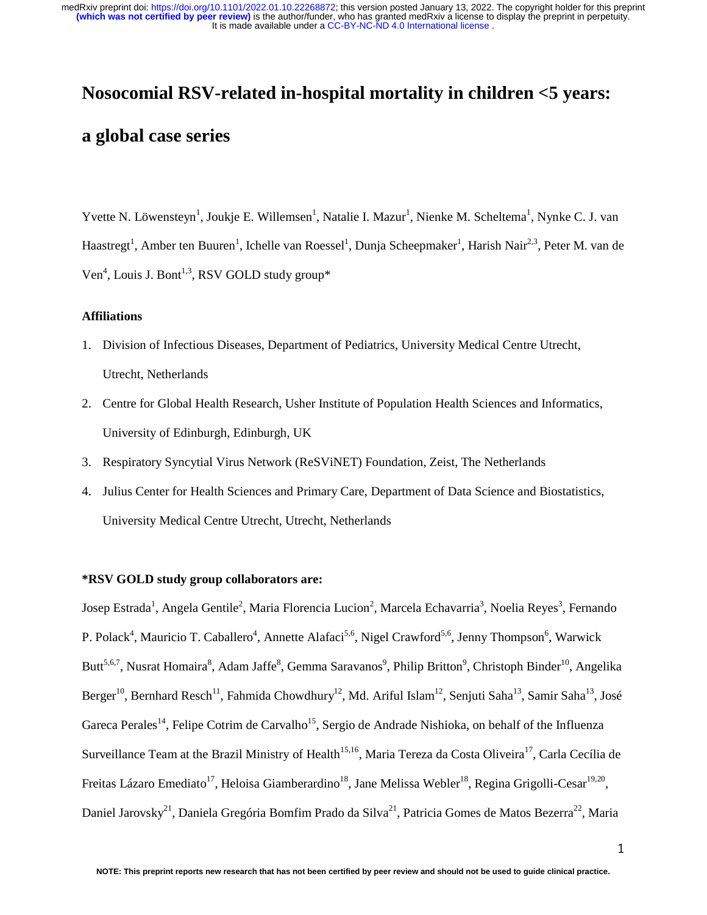# Nosocomial RSV-related in-hospital mortality in children <5 years: a global case series

Yvette N. Löwensteyn[1], Joukje E. Willemsen[1], Natalie I. Mazur[1], Nienke M. Scheltema[1], Nynke C. J. van Haastregt[1], Amber ten Buuren[1], Ichelle van Roessel[1], Dunja Scheepmaker[1], Harish Nair[2,3], Peter M. van de Ven[4], Louis J. Bont[1,3], RSV GOLD study group*

### Affiliations

1. Division of Infectious Diseases, Department of Pediatrics, University Medical Centre Utrecht, Utrecht, Netherlands
2. Centre for Global Health Research, Usher Institute of Population Health Sciences and Informatics, University of Edinburgh, Edinburgh, UK
3. Respiratory Syncytial Virus Network (ReSViNET) Foundation, Zeist, The Netherlands
4. Julius Center for Health Sciences and Primary Care, Department of Data Science and Biostatistics, University Medical Centre Utrecht, Utrecht, Netherlands

### *RSV GOLD study group collaborators are:

Josep Estrada[1], Angela Gentile[2], Maria Florencia Lucion[2], Marcela Echavarria[3], Noelia Reyes[3], Fernando P. Polack[4], Mauricio T. Caballero[4], Annette Alafaci[5,6], Nigel Crawford[5,6], Jenny Thompson[6], Warwick Butt[5,6,7], Nusrat Homaira[8], Adam Jaffe[8], Gemma Saravanos[9], Philip Britton[9], Christoph Binder[10], Angelika Berger[10], Bernhard Resch[11], Fahmida Chowdhury[12], Md. Ariful Islam[12], Senjuti Saha[13], Samir Saha[13], José Gareca Perales[14], Felipe Cotrim de Carvalho[15], Sergio de Andrade Nishioka, on behalf of the Influenza Surveillance Team at the Brazil Ministry of Health[15,16], Maria Tereza da Costa Oliveira[17], Carla Cecília de Freitas Lázaro Emediato[17], Heloisa Giamberardino[18], Jane Melissa Webler[18], Regina Grigolli-Cesar[19,20], Daniel Jarovsky[21], Daniela Gregória Bomfim Prado da Silva[21], Patricia Gomes de Matos Bezerra[22], Maria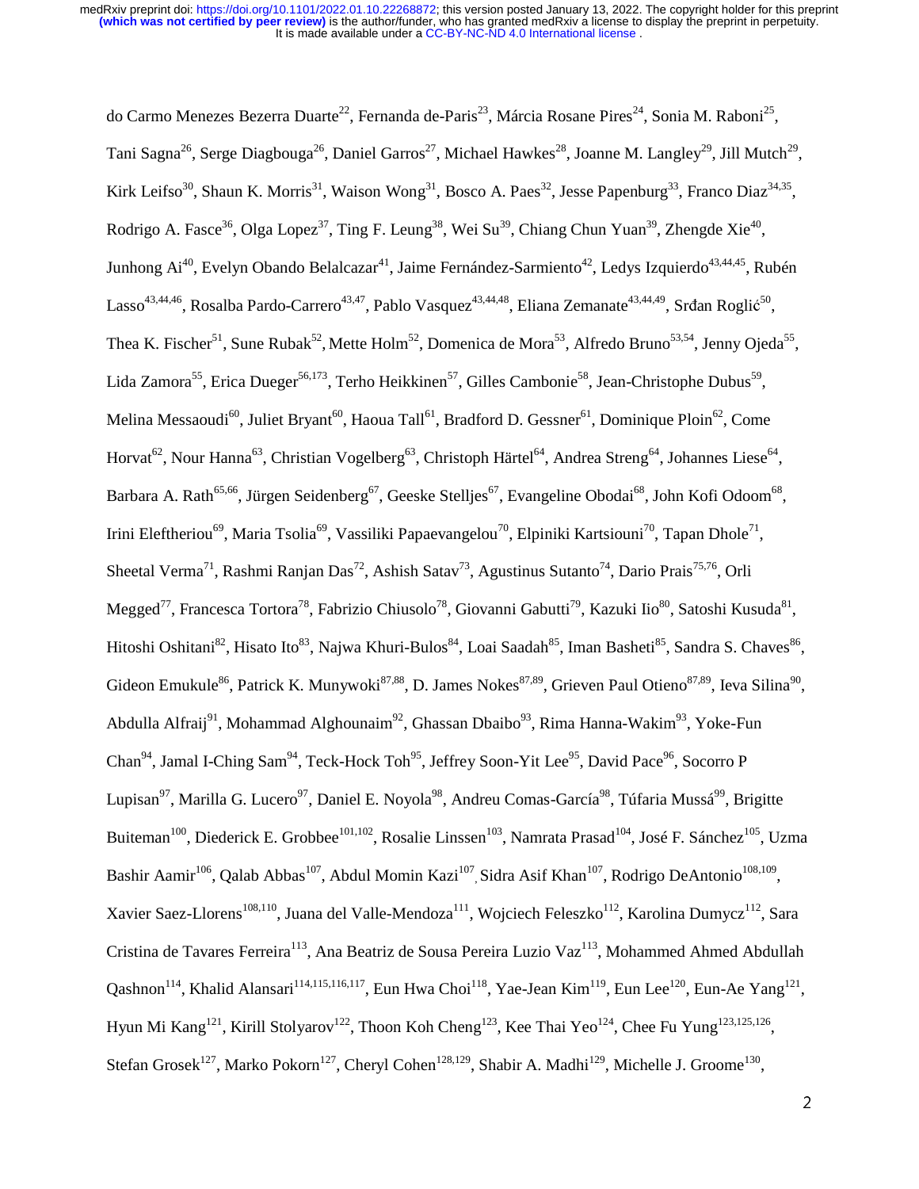do Carmo Menezes Bezerra Duarte[22], Fernanda de-Paris[23], Márcia Rosane Pires[24], Sonia M. Raboni[25], Tani Sagna[26], Serge Diagbouga[26], Daniel Garros[27], Michael Hawkes[28], Joanne M. Langley[29], Jill Mutch[29], Kirk Leifso[30], Shaun K. Morris[31], Waison Wong[31], Bosco A. Paes[32], Jesse Papenburg[33], Franco Diaz[34,35], Rodrigo A. Fasce[36], Olga Lopez[37], Ting F. Leung[38], Wei Su[39], Chiang Chun Yuan[39], Zhengde Xie[40], Junhong Ai[40], Evelyn Obando Belalcazar[41], Jaime Fernández-Sarmiento[42], Ledys Izquierdo[43,44,45], Rubén Lasso[43,44,46], Rosalba Pardo-Carrero[43,47], Pablo Vasquez[43,44,48], Eliana Zemanate[43,44,49], Srđan Roglić[50], Thea K. Fischer[51], Sune Rubak[52], Mette Holm[52], Domenica de Mora[53], Alfredo Bruno[53,54], Jenny Ojeda[55], Lida Zamora[55], Erica Dueger[56,173], Terho Heikkinen[57], Gilles Cambonie[58], Jean-Christophe Dubus[59], Melina Messaoudi[60], Juliet Bryant[60], Haoua Tall[61], Bradford D. Gessner[61], Dominique Ploin[62], Come Horvat[62], Nour Hanna[63], Christian Vogelberg[63], Christoph Härtel[64], Andrea Streng[64], Johannes Liese[64], Barbara A. Rath[65,66], Jürgen Seidenberg[67], Geeske Stelljes[67], Evangeline Obodai[68], John Kofi Odoom[68], Irini Eleftheriou[69], Maria Tsolia[69], Vassiliki Papaevangelou[70], Elpiniki Kartsiouni[70], Tapan Dhole[71], Sheetal Verma[71], Rashmi Ranjan Das[72], Ashish Satav[73], Agustinus Sutanto[74], Dario Prais[75,76], Orli Megged[77], Francesca Tortora[78], Fabrizio Chiusolo[78], Giovanni Gabutti[79], Kazuki Iio[80], Satoshi Kusuda[81], Hitoshi Oshitani[82], Hisato Ito[83], Najwa Khuri-Bulos[84], Loai Saadah[85], Iman Basheti[85], Sandra S. Chaves[86], Gideon Emukule[86], Patrick K. Munywoki[87,88], D. James Nokes[87,89], Grieven Paul Otieno[87,89], Ieva Silina[90], Abdulla Alfraij[91], Mohammad Alghounaim[92], Ghassan Dbaibo[93], Rima Hanna-Wakim[93], Yoke-Fun Chan[94], Jamal I-Ching Sam[94], Teck-Hock Toh[95], Jeffrey Soon-Yit Lee[95], David Pace[96], Socorro P Lupisan[97], Marilla G. Lucero[97], Daniel E. Noyola[98], Andreu Comas-García[98], Túfaria Mussá[99], Brigitte Buiteman[100], Diederick E. Grobbee[101,102], Rosalie Linssen[103], Namrata Prasad[104], José F. Sánchez[105], Uzma Bashir Aamir[106], Qalab Abbas[107], Abdul Momin Kazi[107], Sidra Asif Khan[107], Rodrigo DeAntonio[108,109], Xavier Saez-Llorens[108,110], Juana del Valle-Mendoza[111], Wojciech Feleszko[112], Karolina Dumycz[112], Sara Cristina de Tavares Ferreira[113], Ana Beatriz de Sousa Pereira Luzio Vaz[113], Mohammed Ahmed Abdullah Qashnon[114], Khalid Alansari[114,115,116,117], Eun Hwa Choi[118], Yae-Jean Kim[119], Eun Lee[120], Eun-Ae Yang[121], Hyun Mi Kang[121], Kirill Stolyarov[122], Thoon Koh Cheng[123], Kee Thai Yeo[124], Chee Fu Yung[123,125,126], Stefan Grosek[127], Marko Pokorn[127], Cheryl Cohen[128,129], Shabir A. Madhi[129], Michelle J. Groome[130],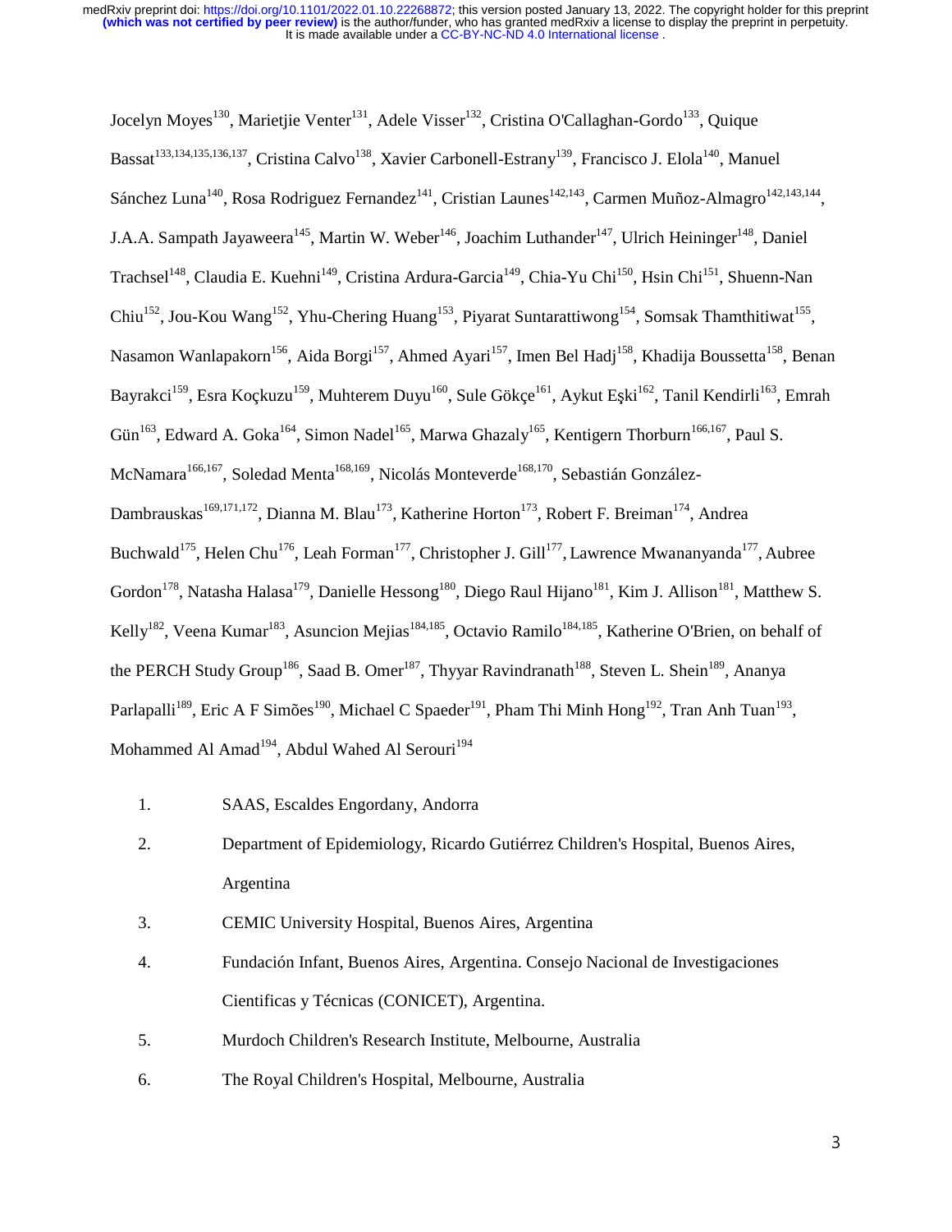Jocelyn Moyes[130], Marietjie Venter[131], Adele Visser[132], Cristina O'Callaghan-Gordo[133], Quique Bassat[133,134,135,136,137], Cristina Calvo[138], Xavier Carbonell-Estrany[139], Francisco J. Elola[140], Manuel Sánchez Luna[140], Rosa Rodriguez Fernandez[141], Cristian Launes[142,143], Carmen Muñoz-Almagro[142,143,144], J.A.A. Sampath Jayaweera[145], Martin W. Weber[146], Joachim Luthander[147], Ulrich Heininger[148], Daniel Trachsel[148], Claudia E. Kuehni[149], Cristina Ardura-Garcia[149], Chia-Yu Chi[150], Hsin Chi[151], Shuenn-Nan Chiu[152], Jou-Kou Wang[152], Yhu-Chering Huang[153], Piyarat Suntarattiwong[154], Somsak Thamthitiwat[155], Nasamon Wanlapakorn[156], Aida Borgi[157], Ahmed Ayari[157], Imen Bel Hadj[158], Khadija Boussetta[158], Benan Bayrakci[159], Esra Koçkuzu[159], Muhterem Duyu[160], Sule Gökçe[161], Aykut Eşki[162], Tanil Kendirli[163], Emrah Gün[163], Edward A. Goka[164], Simon Nadel[165], Marwa Ghazaly[165], Kentigern Thorburn[166,167], Paul S. McNamara[166,167], Soledad Menta[168,169], Nicolás Monteverde[168,170], Sebastián González-Dambrauskas[169,171,172], Dianna M. Blau[173], Katherine Horton[173], Robert F. Breiman[174], Andrea Buchwald[175], Helen Chu[176], Leah Forman[177], Christopher J. Gill[177], Lawrence Mwananyanda[177], Aubree Gordon[178], Natasha Halasa[179], Danielle Hessong[180], Diego Raul Hijano[181], Kim J. Allison[181], Matthew S. Kelly[182], Veena Kumar[183], Asuncion Mejias[184,185], Octavio Ramilo[184,185], Katherine O'Brien, on behalf of the PERCH Study Group[186], Saad B. Omer[187], Thyyar Ravindranath[188], Steven L. Shein[189], Ananya Parlapalli[189], Eric A F Simões[190], Michael C Spaeder[191], Pham Thi Minh Hong[192], Tran Anh Tuan[193], Mohammed Al Amad[194], Abdul Wahed Al Serouri[194]

1. SAAS, Escaldes Engordany, Andorra
2. Department of Epidemiology, Ricardo Gutiérrez Children's Hospital, Buenos Aires, Argentina
3. CEMIC University Hospital, Buenos Aires, Argentina
4. Fundación Infant, Buenos Aires, Argentina. Consejo Nacional de Investigaciones Cientificas y Técnicas (CONICET), Argentina.
5. Murdoch Children's Research Institute, Melbourne, Australia
6. The Royal Children's Hospital, Melbourne, Australia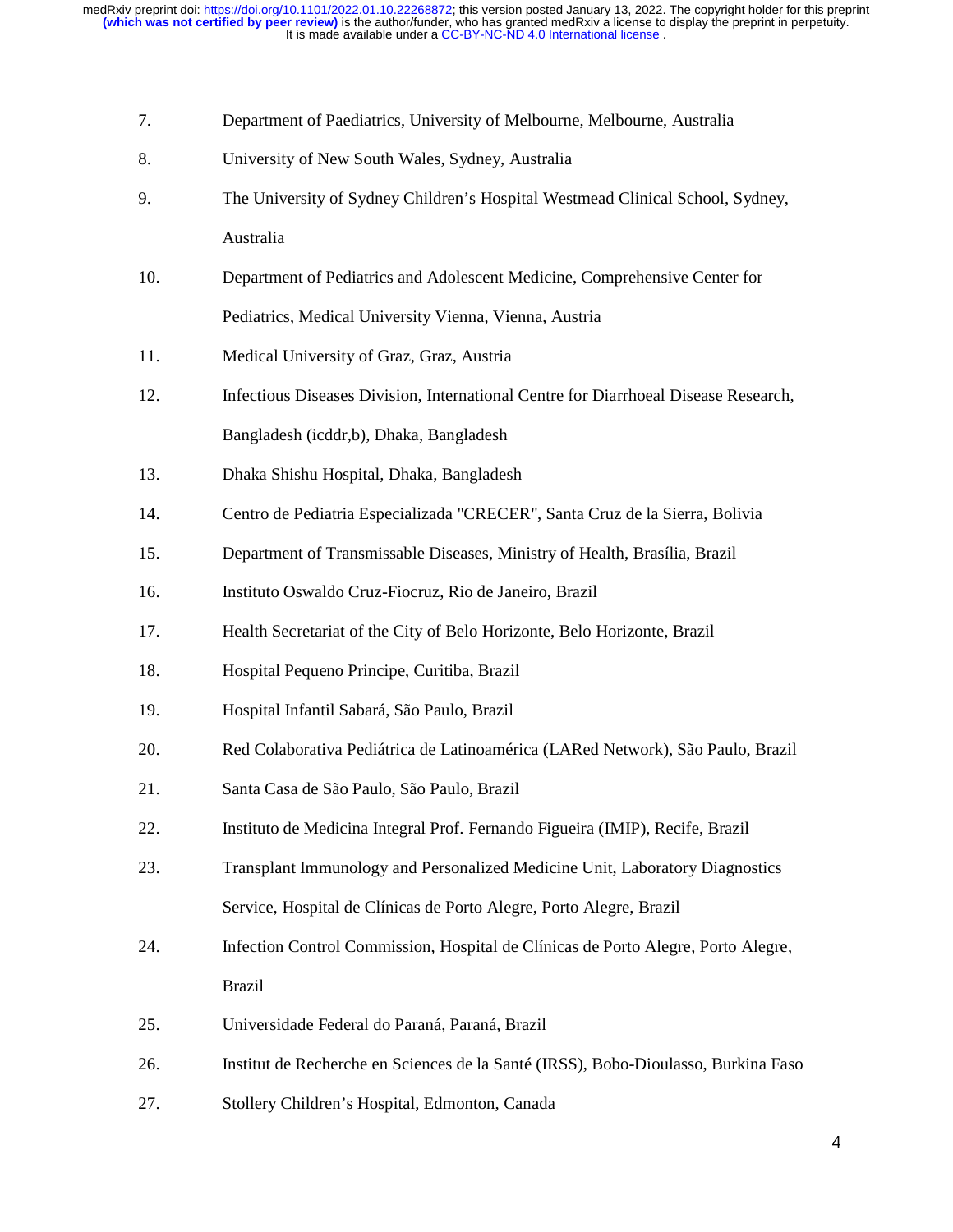7. Department of Paediatrics, University of Melbourne, Melbourne, Australia
8. University of New South Wales, Sydney, Australia
9. The University of Sydney Children's Hospital Westmead Clinical School, Sydney, Australia
10. Department of Pediatrics and Adolescent Medicine, Comprehensive Center for Pediatrics, Medical University Vienna, Vienna, Austria
11. Medical University of Graz, Graz, Austria
12. Infectious Diseases Division, International Centre for Diarrhoeal Disease Research, Bangladesh (icddr,b), Dhaka, Bangladesh
13. Dhaka Shishu Hospital, Dhaka, Bangladesh
14. Centro de Pediatria Especializada "CRECER", Santa Cruz de la Sierra, Bolivia
15. Department of Transmissable Diseases, Ministry of Health, Brasília, Brazil
16. Instituto Oswaldo Cruz-Fiocruz, Rio de Janeiro, Brazil
17. Health Secretariat of the City of Belo Horizonte, Belo Horizonte, Brazil
18. Hospital Pequeno Principe, Curitiba, Brazil
19. Hospital Infantil Sabará, São Paulo, Brazil
20. Red Colaborativa Pediátrica de Latinoamérica (LARed Network), São Paulo, Brazil
21. Santa Casa de São Paulo, São Paulo, Brazil
22. Instituto de Medicina Integral Prof. Fernando Figueira (IMIP), Recife, Brazil
23. Transplant Immunology and Personalized Medicine Unit, Laboratory Diagnostics Service, Hospital de Clínicas de Porto Alegre, Porto Alegre, Brazil
24. Infection Control Commission, Hospital de Clínicas de Porto Alegre, Porto Alegre, Brazil
25. Universidade Federal do Paraná, Paraná, Brazil
26. Institut de Recherche en Sciences de la Santé (IRSS), Bobo-Dioulasso, Burkina Faso
27. Stollery Children's Hospital, Edmonton, Canada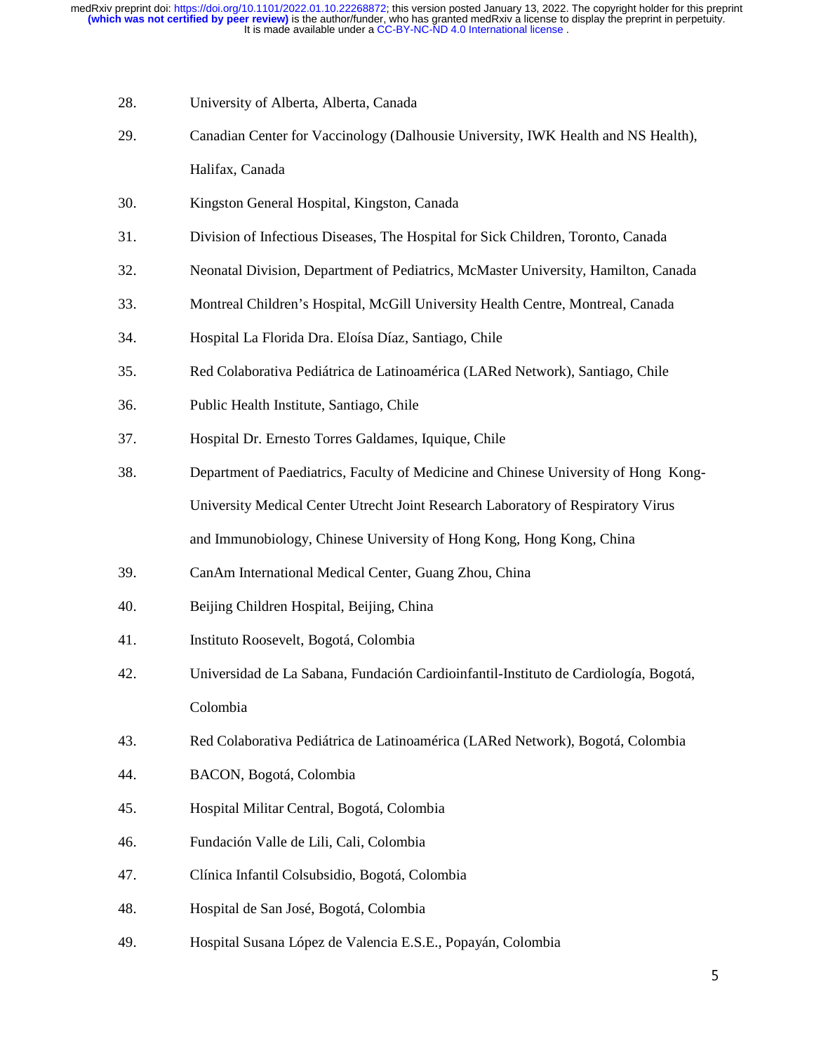28. University of Alberta, Alberta, Canada
29. Canadian Center for Vaccinology (Dalhousie University, IWK Health and NS Health), Halifax, Canada
30. Kingston General Hospital, Kingston, Canada
31. Division of Infectious Diseases, The Hospital for Sick Children, Toronto, Canada
32. Neonatal Division, Department of Pediatrics, McMaster University, Hamilton, Canada
33. Montreal Children's Hospital, McGill University Health Centre, Montreal, Canada
34. Hospital La Florida Dra. Eloísa Díaz, Santiago, Chile
35. Red Colaborativa Pediátrica de Latinoamérica (LARed Network), Santiago, Chile
36. Public Health Institute, Santiago, Chile
37. Hospital Dr. Ernesto Torres Galdames, Iquique, Chile
38. Department of Paediatrics, Faculty of Medicine and Chinese University of Hong Kong-University Medical Center Utrecht Joint Research Laboratory of Respiratory Virus and Immunobiology, Chinese University of Hong Kong, Hong Kong, China
39. CanAm International Medical Center, Guang Zhou, China
40. Beijing Children Hospital, Beijing, China
41. Instituto Roosevelt, Bogotá, Colombia
42. Universidad de La Sabana, Fundación Cardioinfantil-Instituto de Cardiología, Bogotá, Colombia
43. Red Colaborativa Pediátrica de Latinoamérica (LARed Network), Bogotá, Colombia
44. BACON, Bogotá, Colombia
45. Hospital Militar Central, Bogotá, Colombia
46. Fundación Valle de Lili, Cali, Colombia
47. Clínica Infantil Colsubsidio, Bogotá, Colombia
48. Hospital de San José, Bogotá, Colombia
49. Hospital Susana López de Valencia E.S.E., Popayán, Colombia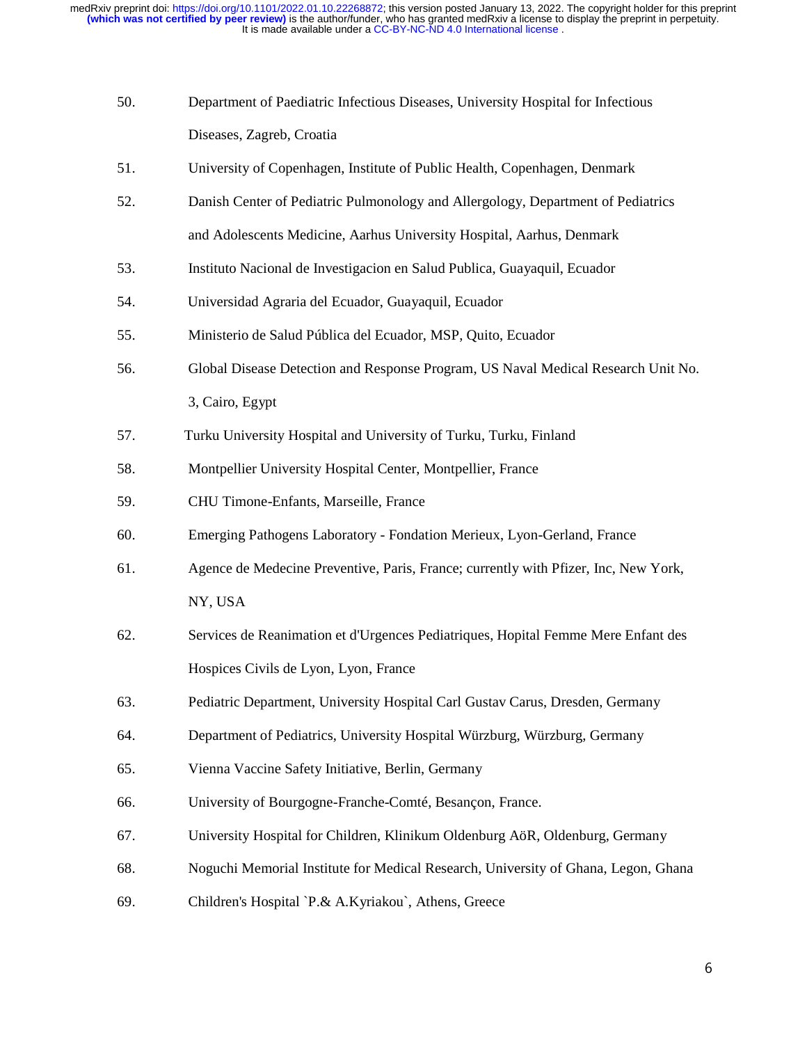50. Department of Paediatric Infectious Diseases, University Hospital for Infectious Diseases, Zagreb, Croatia
51. University of Copenhagen, Institute of Public Health, Copenhagen, Denmark
52. Danish Center of Pediatric Pulmonology and Allergology, Department of Pediatrics and Adolescents Medicine, Aarhus University Hospital, Aarhus, Denmark
53. Instituto Nacional de Investigacion en Salud Publica, Guayaquil, Ecuador
54. Universidad Agraria del Ecuador, Guayaquil, Ecuador
55. Ministerio de Salud Pública del Ecuador, MSP, Quito, Ecuador
56. Global Disease Detection and Response Program, US Naval Medical Research Unit No. 3, Cairo, Egypt
57. Turku University Hospital and University of Turku, Turku, Finland
58. Montpellier University Hospital Center, Montpellier, France
59. CHU Timone-Enfants, Marseille, France
60. Emerging Pathogens Laboratory - Fondation Merieux, Lyon-Gerland, France
61. Agence de Medecine Preventive, Paris, France; currently with Pfizer, Inc, New York, NY, USA
62. Services de Reanimation et d'Urgences Pediatriques, Hopital Femme Mere Enfant des Hospices Civils de Lyon, Lyon, France
63. Pediatric Department, University Hospital Carl Gustav Carus, Dresden, Germany
64. Department of Pediatrics, University Hospital Würzburg, Würzburg, Germany
65. Vienna Vaccine Safety Initiative, Berlin, Germany
66. University of Bourgogne-Franche-Comté, Besançon, France.
67. University Hospital for Children, Klinikum Oldenburg AöR, Oldenburg, Germany
68. Noguchi Memorial Institute for Medical Research, University of Ghana, Legon, Ghana
69. Children's Hospital `P.& A.Kyriakou`, Athens, Greece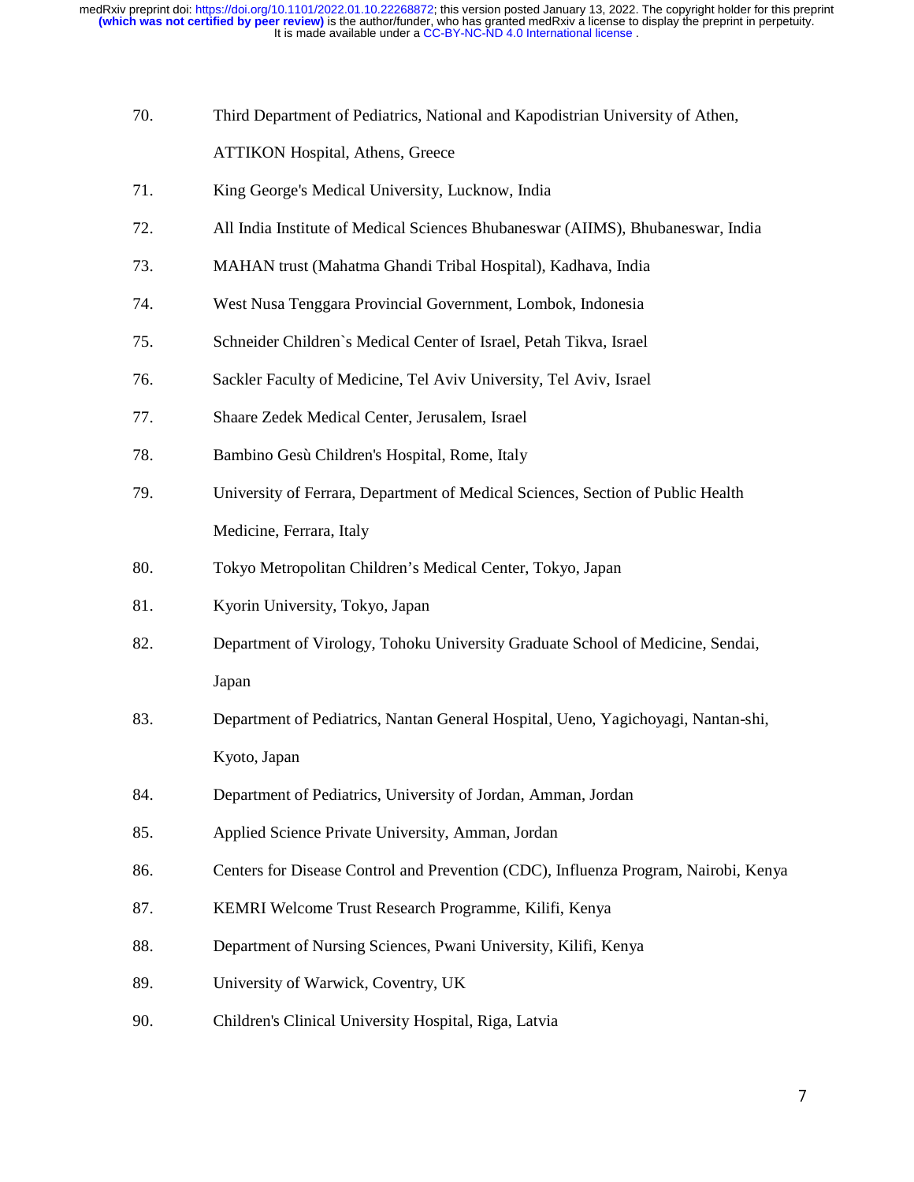70. Third Department of Pediatrics, National and Kapodistrian University of Athen, ATTIKON Hospital, Athens, Greece
71. King George's Medical University, Lucknow, India
72. All India Institute of Medical Sciences Bhubaneswar (AIIMS), Bhubaneswar, India
73. MAHAN trust (Mahatma Ghandi Tribal Hospital), Kadhava, India
74. West Nusa Tenggara Provincial Government, Lombok, Indonesia
75. Schneider Children`s Medical Center of Israel, Petah Tikva, Israel
76. Sackler Faculty of Medicine, Tel Aviv University, Tel Aviv, Israel
77. Shaare Zedek Medical Center, Jerusalem, Israel
78. Bambino Gesù Children's Hospital, Rome, Italy
79. University of Ferrara, Department of Medical Sciences, Section of Public Health Medicine, Ferrara, Italy
80. Tokyo Metropolitan Children's Medical Center, Tokyo, Japan
81. Kyorin University, Tokyo, Japan
82. Department of Virology, Tohoku University Graduate School of Medicine, Sendai, Japan
83. Department of Pediatrics, Nantan General Hospital, Ueno, Yagichoyagi, Nantan-shi, Kyoto, Japan
84. Department of Pediatrics, University of Jordan, Amman, Jordan
85. Applied Science Private University, Amman, Jordan
86. Centers for Disease Control and Prevention (CDC), Influenza Program, Nairobi, Kenya
87. KEMRI Welcome Trust Research Programme, Kilifi, Kenya
88. Department of Nursing Sciences, Pwani University, Kilifi, Kenya
89. University of Warwick, Coventry, UK
90. Children's Clinical University Hospital, Riga, Latvia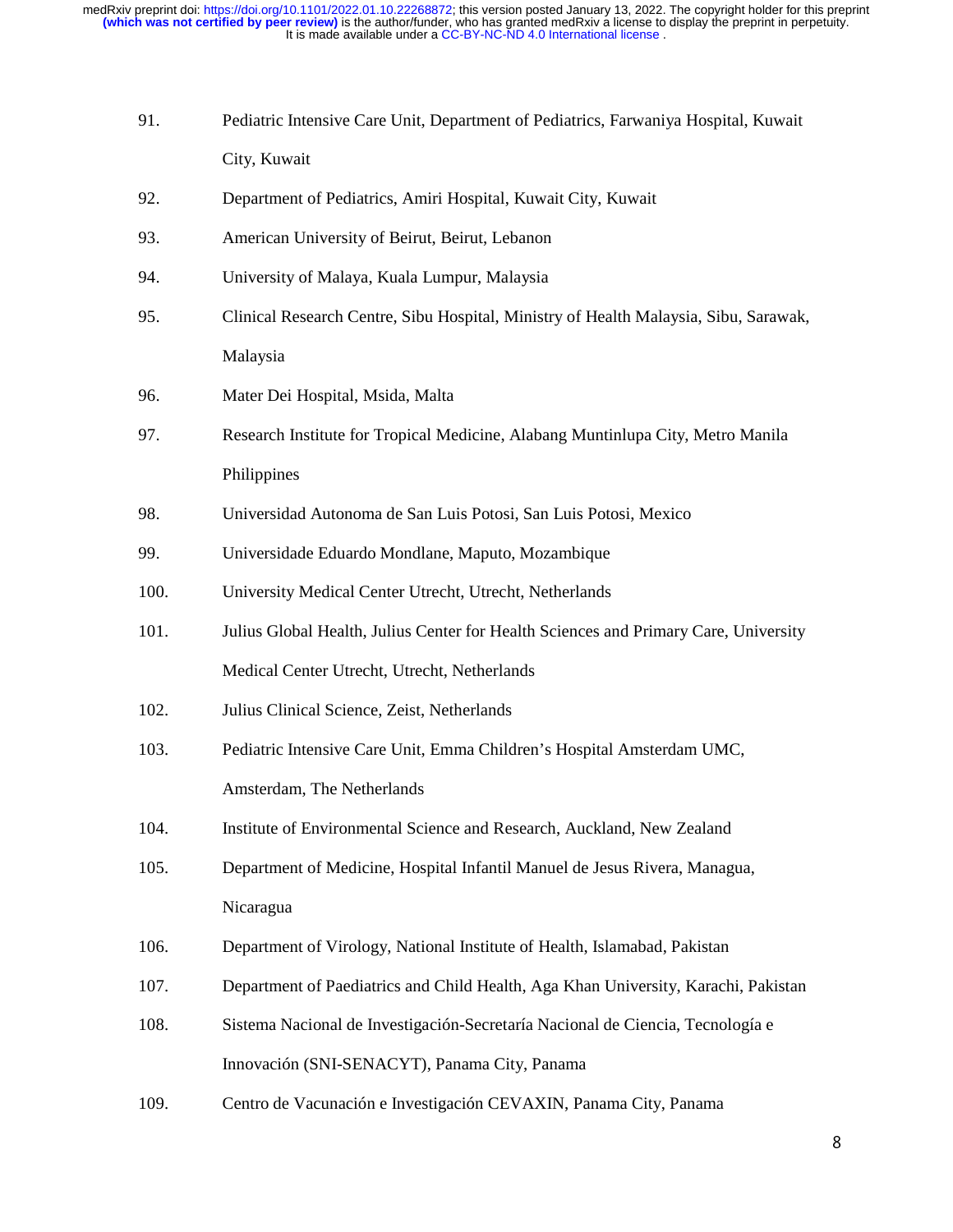91. Pediatric Intensive Care Unit, Department of Pediatrics, Farwaniya Hospital, Kuwait City, Kuwait
92. Department of Pediatrics, Amiri Hospital, Kuwait City, Kuwait
93. American University of Beirut, Beirut, Lebanon
94. University of Malaya, Kuala Lumpur, Malaysia
95. Clinical Research Centre, Sibu Hospital, Ministry of Health Malaysia, Sibu, Sarawak, Malaysia
96. Mater Dei Hospital, Msida, Malta
97. Research Institute for Tropical Medicine, Alabang Muntinlupa City, Metro Manila Philippines
98. Universidad Autonoma de San Luis Potosi, San Luis Potosi, Mexico
99. Universidade Eduardo Mondlane, Maputo, Mozambique
100. University Medical Center Utrecht, Utrecht, Netherlands
101. Julius Global Health, Julius Center for Health Sciences and Primary Care, University Medical Center Utrecht, Utrecht, Netherlands
102. Julius Clinical Science, Zeist, Netherlands
103. Pediatric Intensive Care Unit, Emma Children's Hospital Amsterdam UMC, Amsterdam, The Netherlands
104. Institute of Environmental Science and Research, Auckland, New Zealand
105. Department of Medicine, Hospital Infantil Manuel de Jesus Rivera, Managua, Nicaragua
106. Department of Virology, National Institute of Health, Islamabad, Pakistan
107. Department of Paediatrics and Child Health, Aga Khan University, Karachi, Pakistan
108. Sistema Nacional de Investigación-Secretaría Nacional de Ciencia, Tecnología e Innovación (SNI-SENACYT), Panama City, Panama
109. Centro de Vacunación e Investigación CEVAXIN, Panama City, Panama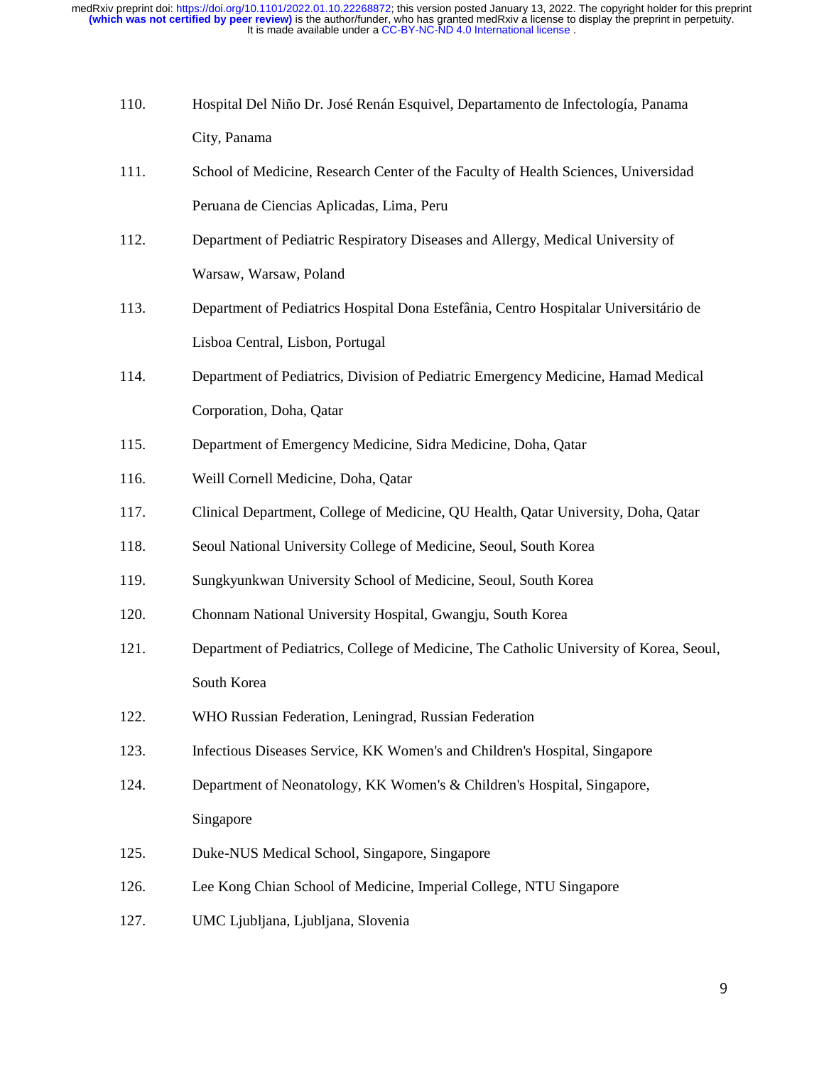110. Hospital Del Niño Dr. José Renán Esquivel, Departamento de Infectología, Panama City, Panama

111. School of Medicine, Research Center of the Faculty of Health Sciences, Universidad Peruana de Ciencias Aplicadas, Lima, Peru

112. Department of Pediatric Respiratory Diseases and Allergy, Medical University of Warsaw, Warsaw, Poland

113. Department of Pediatrics Hospital Dona Estefânia, Centro Hospitalar Universitário de Lisboa Central, Lisbon, Portugal

114. Department of Pediatrics, Division of Pediatric Emergency Medicine, Hamad Medical Corporation, Doha, Qatar

115. Department of Emergency Medicine, Sidra Medicine, Doha, Qatar

116. Weill Cornell Medicine, Doha, Qatar

117. Clinical Department, College of Medicine, QU Health, Qatar University, Doha, Qatar

118. Seoul National University College of Medicine, Seoul, South Korea

119. Sungkyunkwan University School of Medicine, Seoul, South Korea

120. Chonnam National University Hospital, Gwangju, South Korea

121. Department of Pediatrics, College of Medicine, The Catholic University of Korea, Seoul, South Korea

122. WHO Russian Federation, Leningrad, Russian Federation

123. Infectious Diseases Service, KK Women's and Children's Hospital, Singapore

124. Department of Neonatology, KK Women's & Children's Hospital, Singapore, Singapore

125. Duke-NUS Medical School, Singapore, Singapore

126. Lee Kong Chian School of Medicine, Imperial College, NTU Singapore

127. UMC Ljubljana, Ljubljana, Slovenia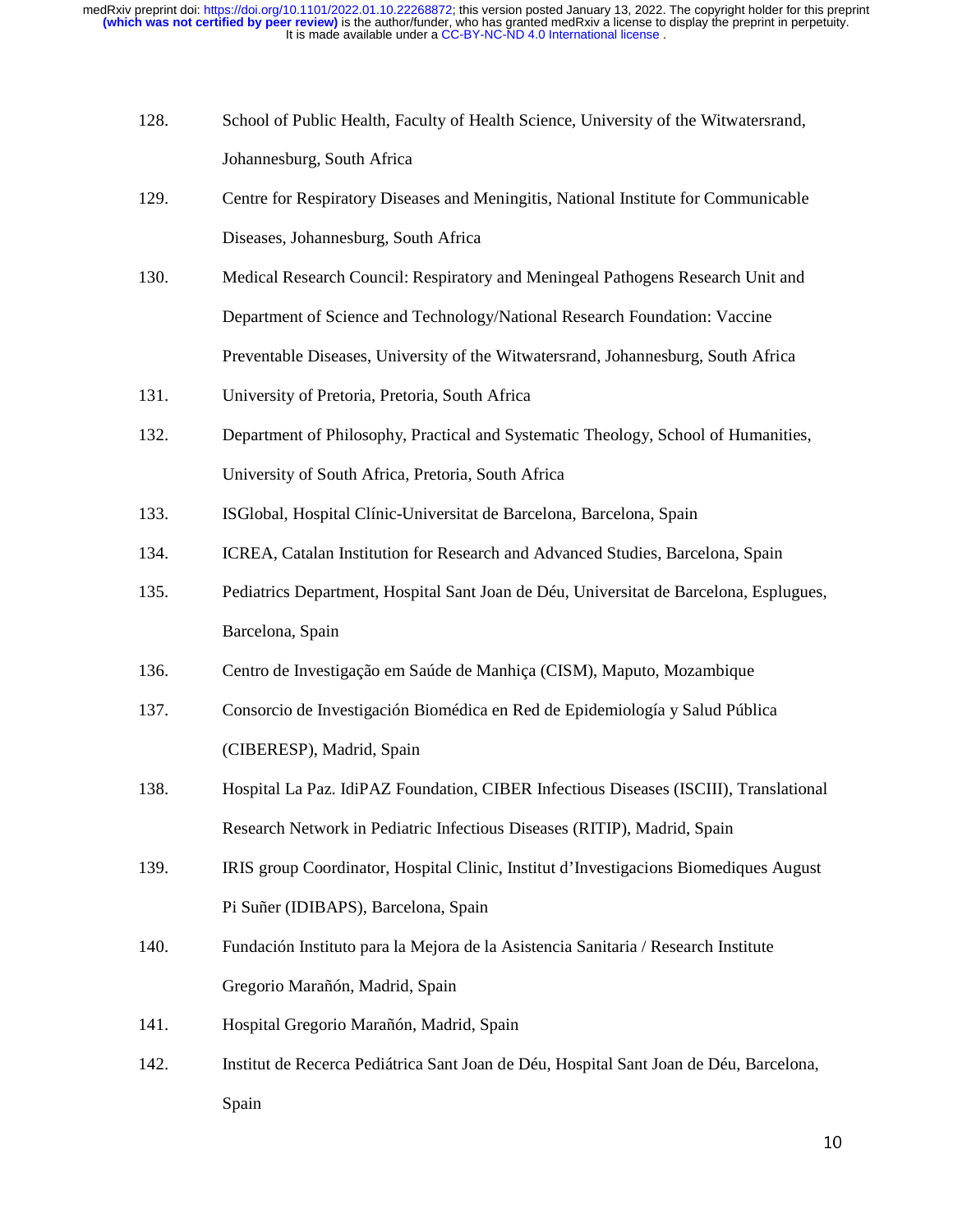128. School of Public Health, Faculty of Health Science, University of the Witwatersrand, Johannesburg, South Africa
129. Centre for Respiratory Diseases and Meningitis, National Institute for Communicable Diseases, Johannesburg, South Africa
130. Medical Research Council: Respiratory and Meningeal Pathogens Research Unit and Department of Science and Technology/National Research Foundation: Vaccine Preventable Diseases, University of the Witwatersrand, Johannesburg, South Africa
131. University of Pretoria, Pretoria, South Africa
132. Department of Philosophy, Practical and Systematic Theology, School of Humanities, University of South Africa, Pretoria, South Africa
133. ISGlobal, Hospital Clínic-Universitat de Barcelona, Barcelona, Spain
134. ICREA, Catalan Institution for Research and Advanced Studies, Barcelona, Spain
135. Pediatrics Department, Hospital Sant Joan de Déu, Universitat de Barcelona, Esplugues, Barcelona, Spain
136. Centro de Investigação em Saúde de Manhiça (CISM), Maputo, Mozambique
137. Consorcio de Investigación Biomédica en Red de Epidemiología y Salud Pública (CIBERESP), Madrid, Spain
138. Hospital La Paz. IdiPAZ Foundation, CIBER Infectious Diseases (ISCIII), Translational Research Network in Pediatric Infectious Diseases (RITIP), Madrid, Spain
139. IRIS group Coordinator, Hospital Clinic, Institut d'Investigacions Biomediques August Pi Suñer (IDIBAPS), Barcelona, Spain
140. Fundación Instituto para la Mejora de la Asistencia Sanitaria / Research Institute Gregorio Marañón, Madrid, Spain
141. Hospital Gregorio Marañón, Madrid, Spain
142. Institut de Recerca Pediátrica Sant Joan de Déu, Hospital Sant Joan de Déu, Barcelona, Spain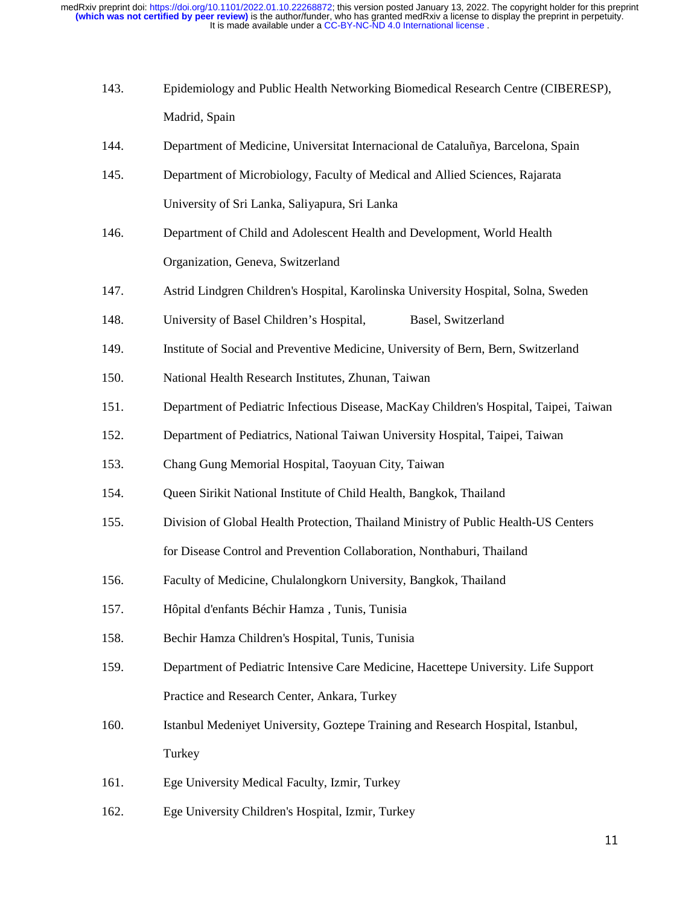143. Epidemiology and Public Health Networking Biomedical Research Centre (CIBERESP), Madrid, Spain
144. Department of Medicine, Universitat Internacional de Cataluñya, Barcelona, Spain
145. Department of Microbiology, Faculty of Medical and Allied Sciences, Rajarata University of Sri Lanka, Saliyapura, Sri Lanka
146. Department of Child and Adolescent Health and Development, World Health Organization, Geneva, Switzerland
147. Astrid Lindgren Children's Hospital, Karolinska University Hospital, Solna, Sweden
148. University of Basel Children's Hospital, Basel, Switzerland
149. Institute of Social and Preventive Medicine, University of Bern, Bern, Switzerland
150. National Health Research Institutes, Zhunan, Taiwan
151. Department of Pediatric Infectious Disease, MacKay Children's Hospital, Taipei, Taiwan
152. Department of Pediatrics, National Taiwan University Hospital, Taipei, Taiwan
153. Chang Gung Memorial Hospital, Taoyuan City, Taiwan
154. Queen Sirikit National Institute of Child Health, Bangkok, Thailand
155. Division of Global Health Protection, Thailand Ministry of Public Health-US Centers for Disease Control and Prevention Collaboration, Nonthaburi, Thailand
156. Faculty of Medicine, Chulalongkorn University, Bangkok, Thailand
157. Hôpital d'enfants Béchir Hamza , Tunis, Tunisia
158. Bechir Hamza Children's Hospital, Tunis, Tunisia
159. Department of Pediatric Intensive Care Medicine, Hacettepe University. Life Support Practice and Research Center, Ankara, Turkey
160. Istanbul Medeniyet University, Goztepe Training and Research Hospital, Istanbul, Turkey
161. Ege University Medical Faculty, Izmir, Turkey
162. Ege University Children's Hospital, Izmir, Turkey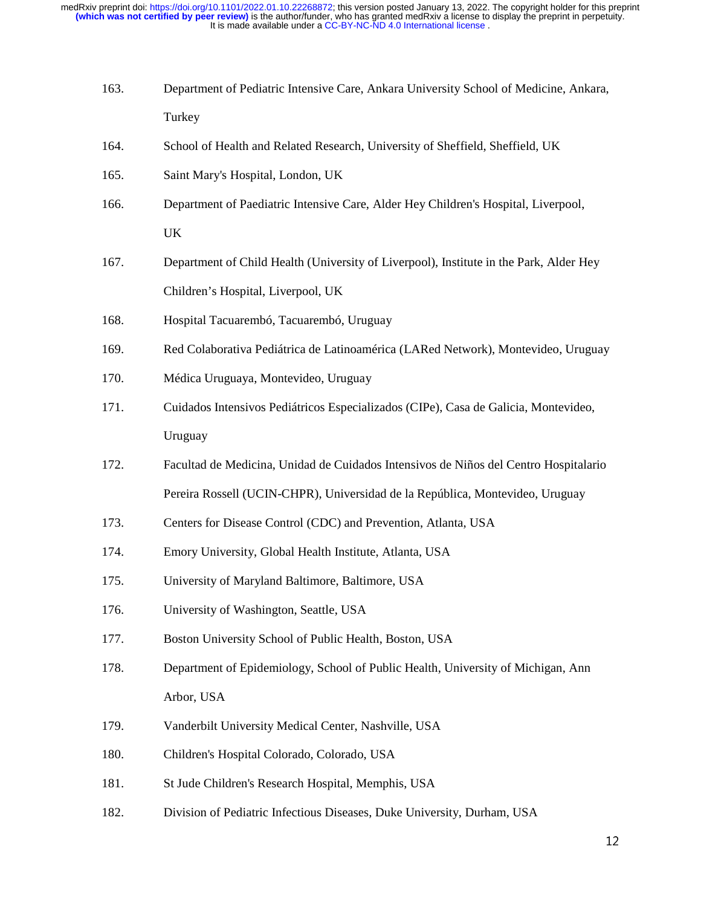163. Department of Pediatric Intensive Care, Ankara University School of Medicine, Ankara, Turkey
164. School of Health and Related Research, University of Sheffield, Sheffield, UK
165. Saint Mary's Hospital, London, UK
166. Department of Paediatric Intensive Care, Alder Hey Children's Hospital, Liverpool, UK
167. Department of Child Health (University of Liverpool), Institute in the Park, Alder Hey Children's Hospital, Liverpool, UK
168. Hospital Tacuarembó, Tacuarembó, Uruguay
169. Red Colaborativa Pediátrica de Latinoamérica (LARed Network), Montevideo, Uruguay
170. Médica Uruguaya, Montevideo, Uruguay
171. Cuidados Intensivos Pediátricos Especializados (CIPe), Casa de Galicia, Montevideo, Uruguay
172. Facultad de Medicina, Unidad de Cuidados Intensivos de Niños del Centro Hospitalario Pereira Rossell (UCIN-CHPR), Universidad de la República, Montevideo, Uruguay
173. Centers for Disease Control (CDC) and Prevention, Atlanta, USA
174. Emory University, Global Health Institute, Atlanta, USA
175. University of Maryland Baltimore, Baltimore, USA
176. University of Washington, Seattle, USA
177. Boston University School of Public Health, Boston, USA
178. Department of Epidemiology, School of Public Health, University of Michigan, Ann Arbor, USA
179. Vanderbilt University Medical Center, Nashville, USA
180. Children's Hospital Colorado, Colorado, USA
181. St Jude Children's Research Hospital, Memphis, USA
182. Division of Pediatric Infectious Diseases, Duke University, Durham, USA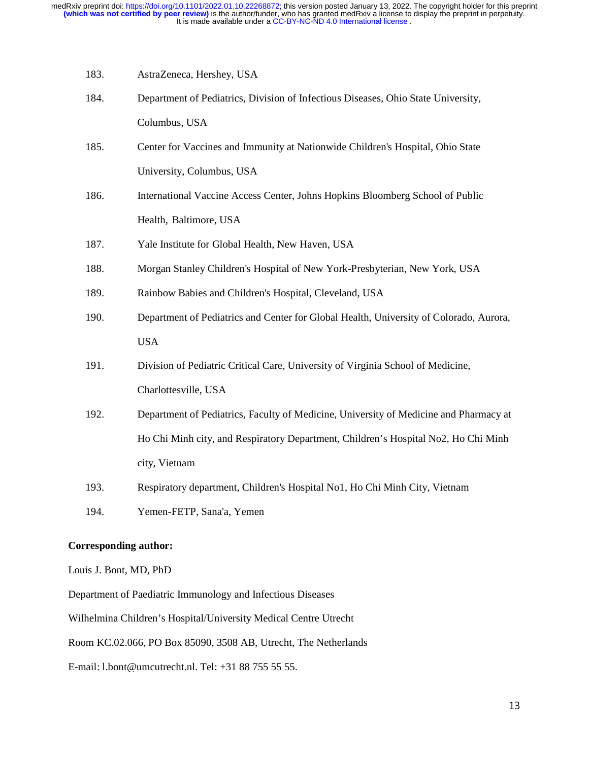183. AstraZeneca, Hershey, USA

184. Department of Pediatrics, Division of Infectious Diseases, Ohio State University, Columbus, USA

185. Center for Vaccines and Immunity at Nationwide Children's Hospital, Ohio State University, Columbus, USA

186. International Vaccine Access Center, Johns Hopkins Bloomberg School of Public Health, Baltimore, USA

187. Yale Institute for Global Health, New Haven, USA

188. Morgan Stanley Children's Hospital of New York-Presbyterian, New York, USA

189. Rainbow Babies and Children's Hospital, Cleveland, USA

190. Department of Pediatrics and Center for Global Health, University of Colorado, Aurora, USA

191. Division of Pediatric Critical Care, University of Virginia School of Medicine, Charlottesville, USA

192. Department of Pediatrics, Faculty of Medicine, University of Medicine and Pharmacy at Ho Chi Minh city, and Respiratory Department, Children's Hospital No2, Ho Chi Minh city, Vietnam

193. Respiratory department, Children's Hospital No1, Ho Chi Minh City, Vietnam

194. Yemen-FETP, Sana'a, Yemen

**Corresponding author:**

Louis J. Bont, MD, PhD

Department of Paediatric Immunology and Infectious Diseases

Wilhelmina Children's Hospital/University Medical Centre Utrecht

Room KC.02.066, PO Box 85090, 3508 AB, Utrecht, The Netherlands

E-mail: l.bont@umcutrecht.nl. Tel: +31 88 755 55 55.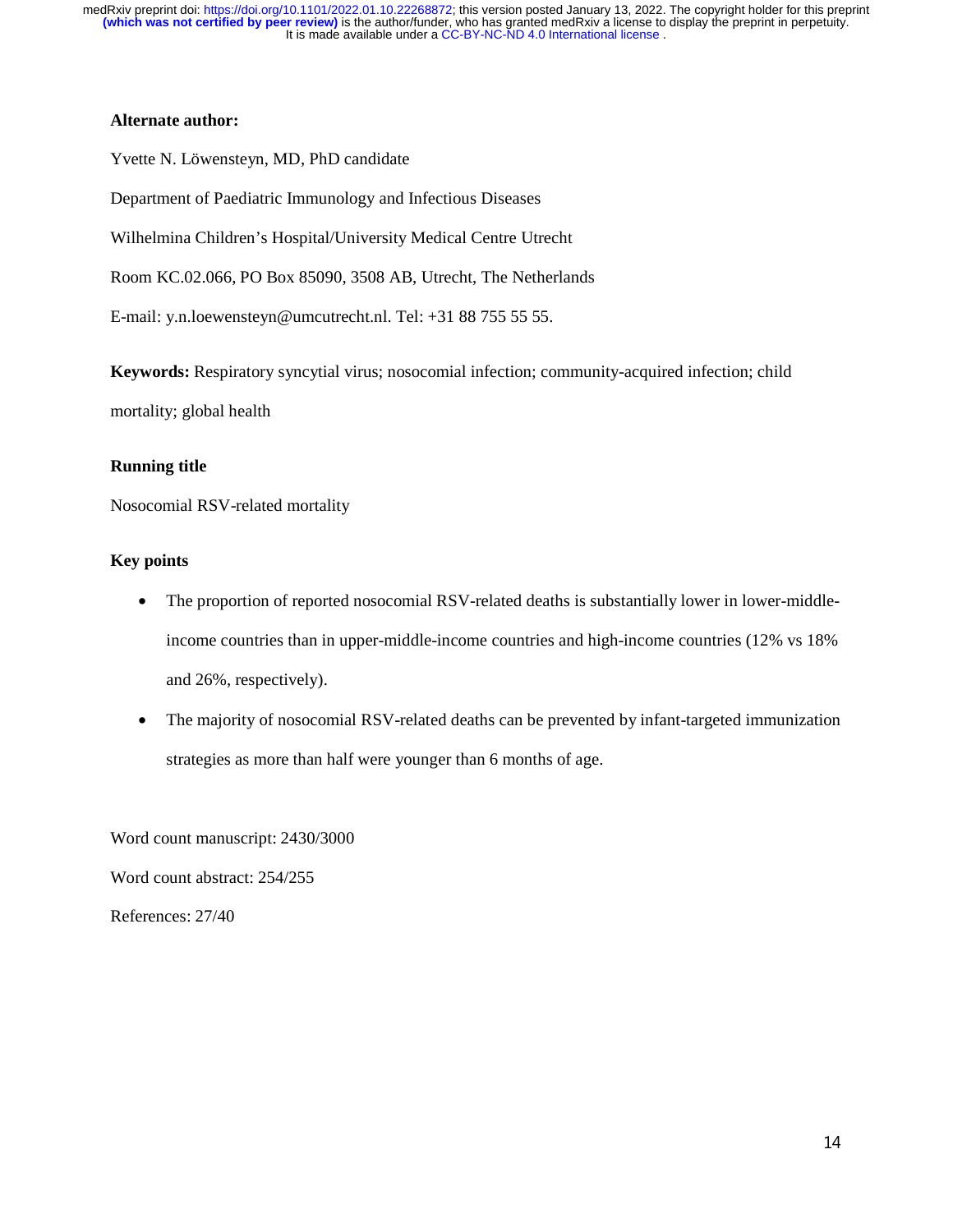**Alternate author:**

Yvette N. Löwensteyn, MD, PhD candidate

Department of Paediatric Immunology and Infectious Diseases

Wilhelmina Children's Hospital/University Medical Centre Utrecht

Room KC.02.066, PO Box 85090, 3508 AB, Utrecht, The Netherlands

E-mail: y.n.loewensteyn@umcutrecht.nl. Tel: +31 88 755 55 55.

**Keywords:** Respiratory syncytial virus; nosocomial infection; community-acquired infection; child mortality; global health

**Running title**

Nosocomial RSV-related mortality

**Key points**

- The proportion of reported nosocomial RSV-related deaths is substantially lower in lower-middle-income countries than in upper-middle-income countries and high-income countries (12% vs 18% and 26%, respectively).
- The majority of nosocomial RSV-related deaths can be prevented by infant-targeted immunization strategies as more than half were younger than 6 months of age.

Word count manuscript: 2430/3000

Word count abstract: 254/255

References: 27/40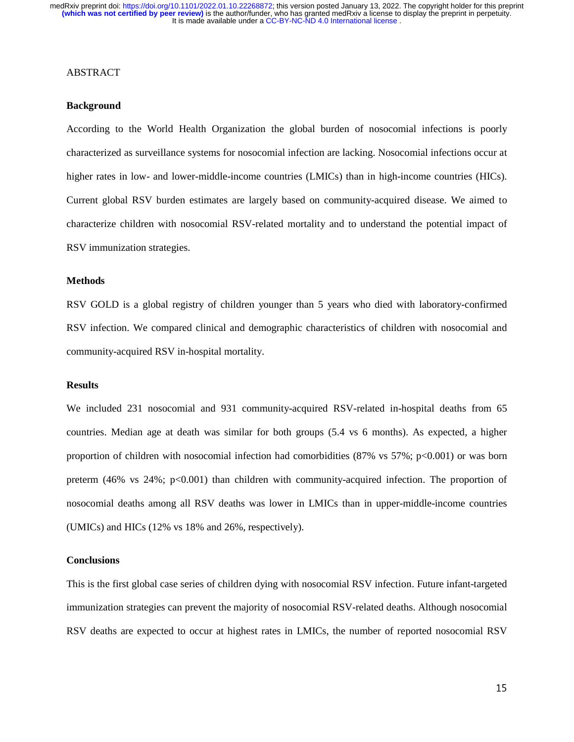ABSTRACT

## Background

According to the World Health Organization the global burden of nosocomial infections is poorly characterized as surveillance systems for nosocomial infection are lacking. Nosocomial infections occur at higher rates in low- and lower-middle-income countries (LMICs) than in high-income countries (HICs). Current global RSV burden estimates are largely based on community-acquired disease. We aimed to characterize children with nosocomial RSV-related mortality and to understand the potential impact of RSV immunization strategies.

## Methods

RSV GOLD is a global registry of children younger than 5 years who died with laboratory-confirmed RSV infection. We compared clinical and demographic characteristics of children with nosocomial and community-acquired RSV in-hospital mortality.

## Results

We included 231 nosocomial and 931 community-acquired RSV-related in-hospital deaths from 65 countries. Median age at death was similar for both groups (5.4 vs 6 months). As expected, a higher proportion of children with nosocomial infection had comorbidities (87% vs 57%; $p<0.001$) or was born preterm (46% vs 24%; $p<0.001$) than children with community-acquired infection. The proportion of nosocomial deaths among all RSV deaths was lower in LMICs than in upper-middle-income countries (UMICs) and HICs (12% vs 18% and 26%, respectively).

## Conclusions

This is the first global case series of children dying with nosocomial RSV infection. Future infant-targeted immunization strategies can prevent the majority of nosocomial RSV-related deaths. Although nosocomial RSV deaths are expected to occur at highest rates in LMICs, the number of reported nosocomial RSV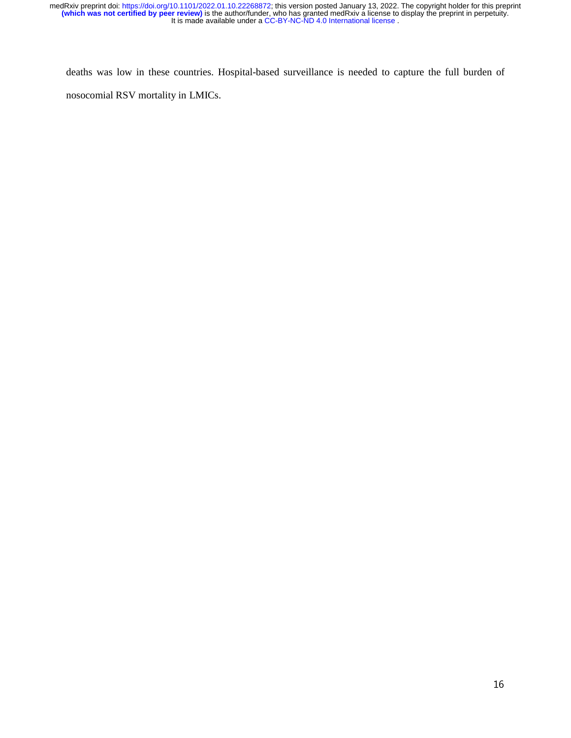deaths was low in these countries. Hospital-based surveillance is needed to capture the full burden of nosocomial RSV mortality in LMICs.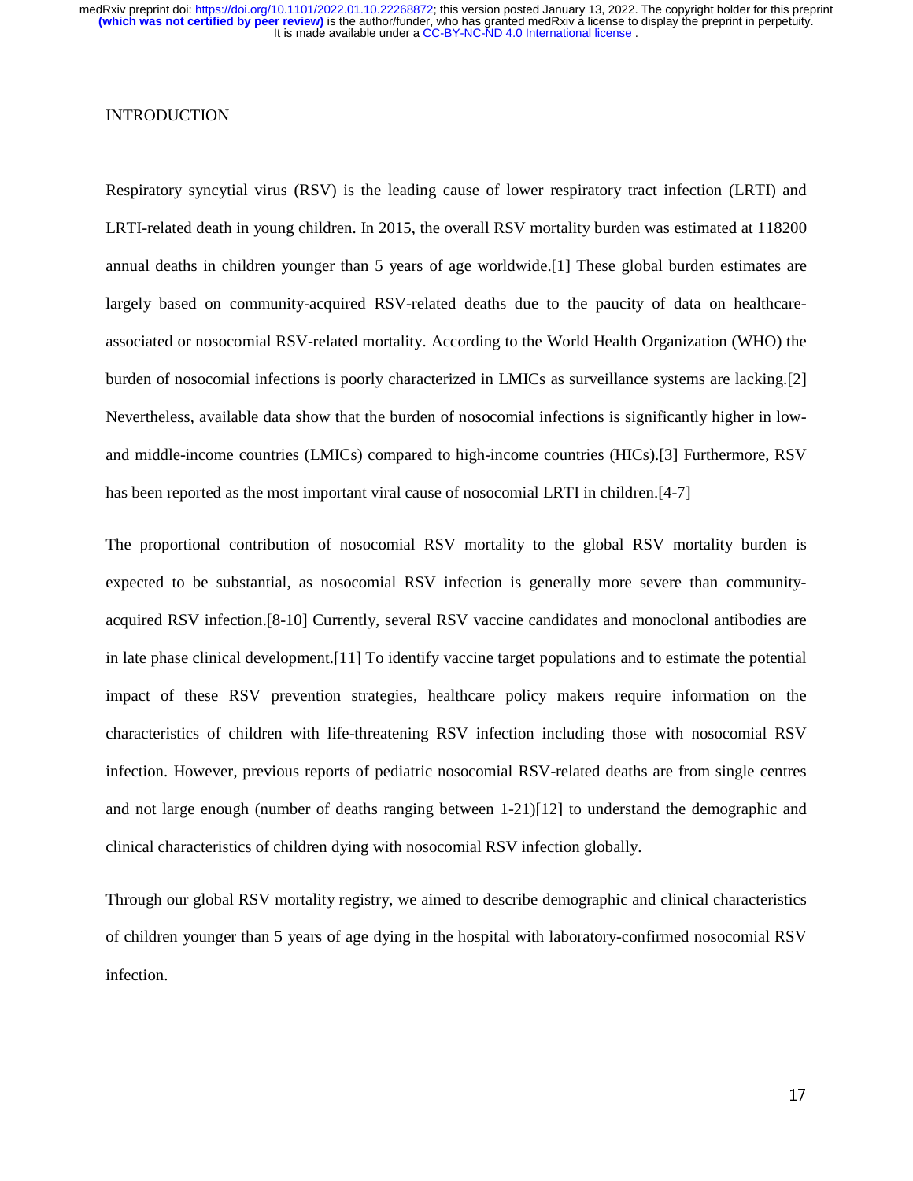## INTRODUCTION

Respiratory syncytial virus (RSV) is the leading cause of lower respiratory tract infection (LRTI) and LRTI-related death in young children. In 2015, the overall RSV mortality burden was estimated at 118200 annual deaths in children younger than 5 years of age worldwide.[1] These global burden estimates are largely based on community-acquired RSV-related deaths due to the paucity of data on healthcare-associated or nosocomial RSV-related mortality. According to the World Health Organization (WHO) the burden of nosocomial infections is poorly characterized in LMICs as surveillance systems are lacking.[2] Nevertheless, available data show that the burden of nosocomial infections is significantly higher in low- and middle-income countries (LMICs) compared to high-income countries (HICs).[3] Furthermore, RSV has been reported as the most important viral cause of nosocomial LRTI in children.[4-7]

The proportional contribution of nosocomial RSV mortality to the global RSV mortality burden is expected to be substantial, as nosocomial RSV infection is generally more severe than community-acquired RSV infection.[8-10] Currently, several RSV vaccine candidates and monoclonal antibodies are in late phase clinical development.[11] To identify vaccine target populations and to estimate the potential impact of these RSV prevention strategies, healthcare policy makers require information on the characteristics of children with life-threatening RSV infection including those with nosocomial RSV infection. However, previous reports of pediatric nosocomial RSV-related deaths are from single centres and not large enough (number of deaths ranging between 1-21)[12] to understand the demographic and clinical characteristics of children dying with nosocomial RSV infection globally.

Through our global RSV mortality registry, we aimed to describe demographic and clinical characteristics of children younger than 5 years of age dying in the hospital with laboratory-confirmed nosocomial RSV infection.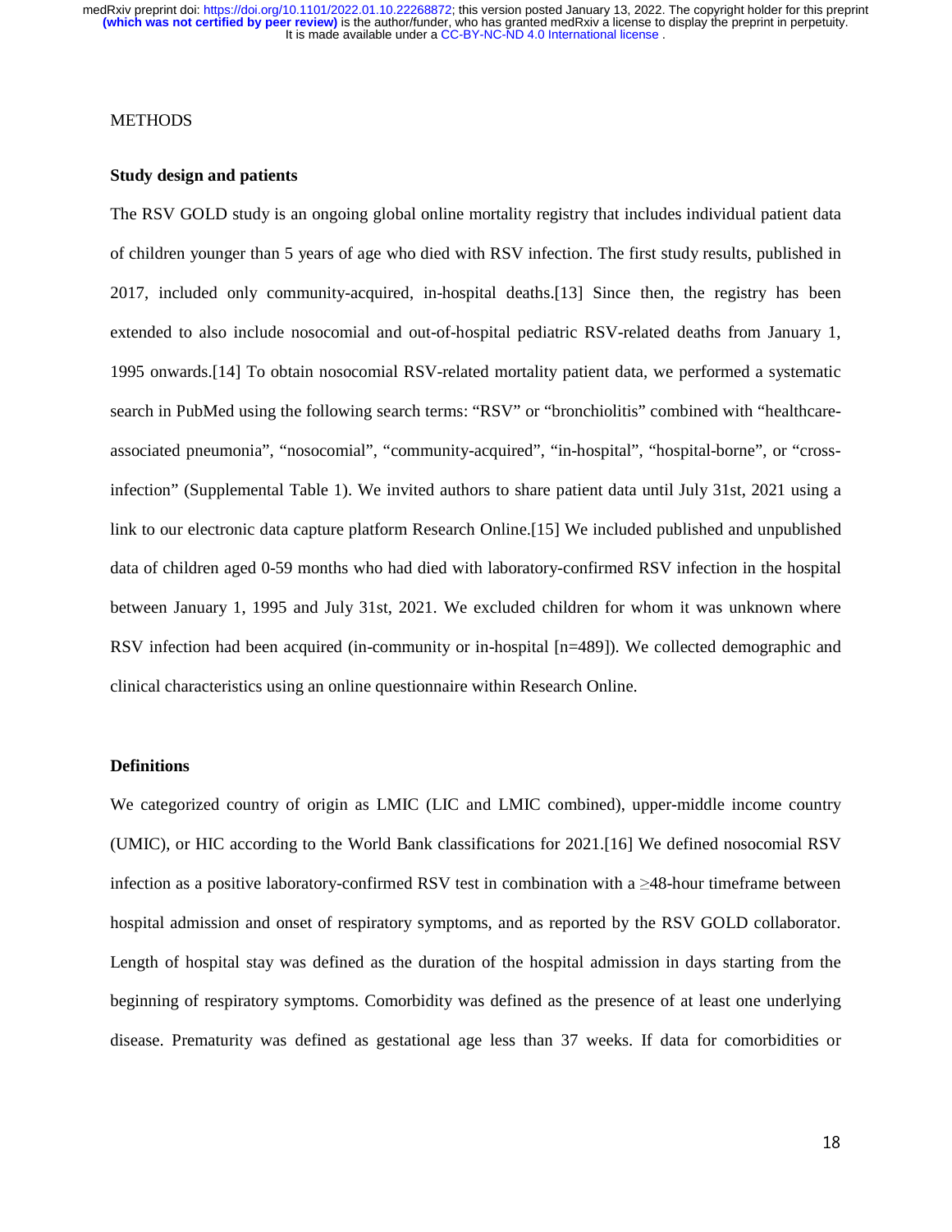METHODS

## Study design and patients

The RSV GOLD study is an ongoing global online mortality registry that includes individual patient data of children younger than 5 years of age who died with RSV infection. The first study results, published in 2017, included only community-acquired, in-hospital deaths.[13] Since then, the registry has been extended to also include nosocomial and out-of-hospital pediatric RSV-related deaths from January 1, 1995 onwards.[14] To obtain nosocomial RSV-related mortality patient data, we performed a systematic search in PubMed using the following search terms: "RSV" or "bronchiolitis" combined with "healthcare-associated pneumonia", "nosocomial", "community-acquired", "in-hospital", "hospital-borne", or "cross-infection" (Supplemental Table 1). We invited authors to share patient data until July 31st, 2021 using a link to our electronic data capture platform Research Online.[15] We included published and unpublished data of children aged 0-59 months who had died with laboratory-confirmed RSV infection in the hospital between January 1, 1995 and July 31st, 2021. We excluded children for whom it was unknown where RSV infection had been acquired (in-community or in-hospital [n=489]). We collected demographic and clinical characteristics using an online questionnaire within Research Online.

## Definitions

We categorized country of origin as LMIC (LIC and LMIC combined), upper-middle income country (UMIC), or HIC according to the World Bank classifications for 2021.[16] We defined nosocomial RSV infection as a positive laboratory-confirmed RSV test in combination with a ≥48-hour timeframe between hospital admission and onset of respiratory symptoms, and as reported by the RSV GOLD collaborator. Length of hospital stay was defined as the duration of the hospital admission in days starting from the beginning of respiratory symptoms. Comorbidity was defined as the presence of at least one underlying disease. Prematurity was defined as gestational age less than 37 weeks. If data for comorbidities or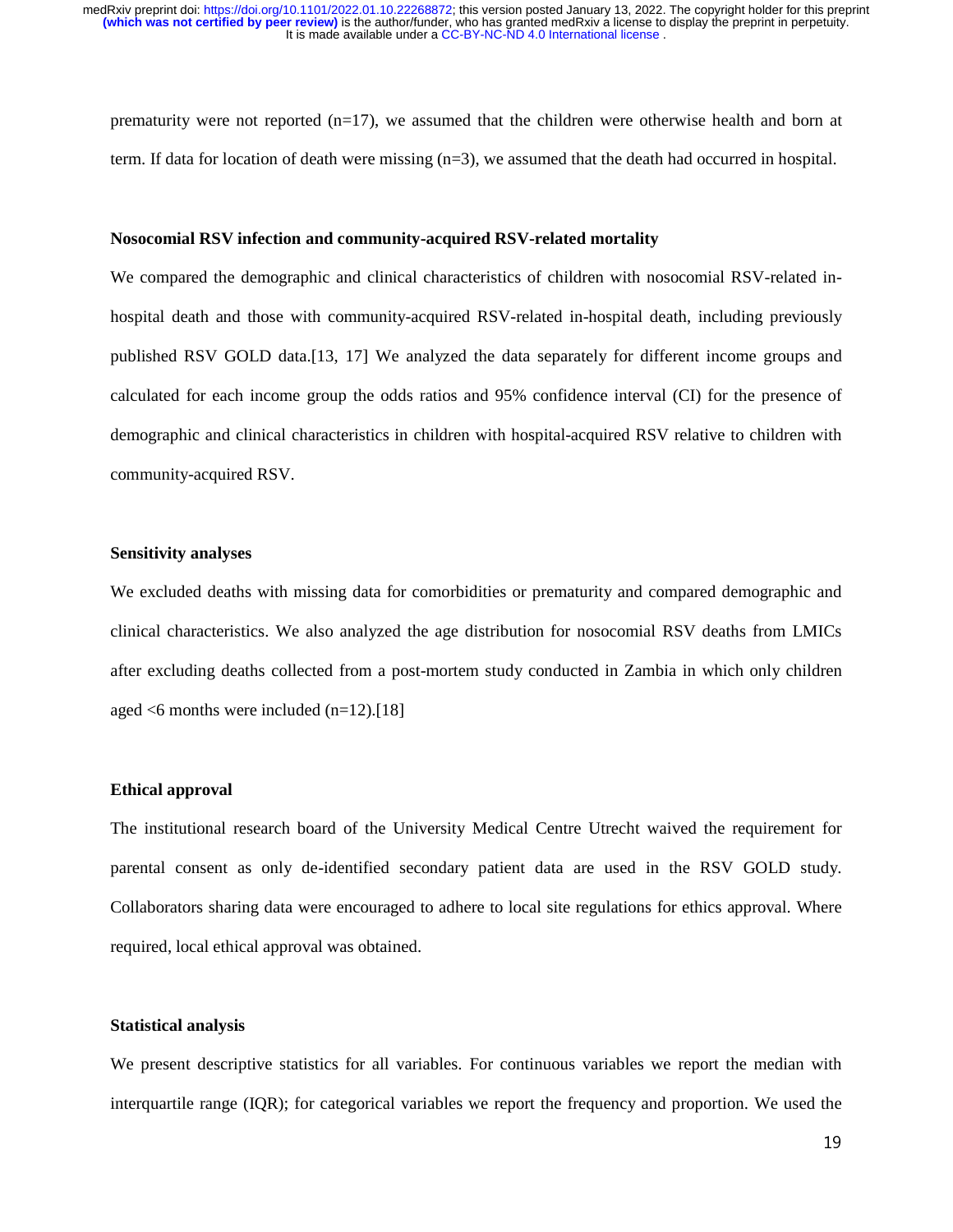prematurity were not reported (n=17), we assumed that the children were otherwise health and born at term. If data for location of death were missing (n=3), we assumed that the death had occurred in hospital.

### Nosocomial RSV infection and community-acquired RSV-related mortality

We compared the demographic and clinical characteristics of children with nosocomial RSV-related in-hospital death and those with community-acquired RSV-related in-hospital death, including previously published RSV GOLD data.[13, 17] We analyzed the data separately for different income groups and calculated for each income group the odds ratios and 95% confidence interval (CI) for the presence of demographic and clinical characteristics in children with hospital-acquired RSV relative to children with community-acquired RSV.

### Sensitivity analyses

We excluded deaths with missing data for comorbidities or prematurity and compared demographic and clinical characteristics. We also analyzed the age distribution for nosocomial RSV deaths from LMICs after excluding deaths collected from a post-mortem study conducted in Zambia in which only children aged <6 months were included (n=12).[18]

### Ethical approval

The institutional research board of the University Medical Centre Utrecht waived the requirement for parental consent as only de-identified secondary patient data are used in the RSV GOLD study. Collaborators sharing data were encouraged to adhere to local site regulations for ethics approval. Where required, local ethical approval was obtained.

### Statistical analysis

We present descriptive statistics for all variables. For continuous variables we report the median with interquartile range (IQR); for categorical variables we report the frequency and proportion. We used the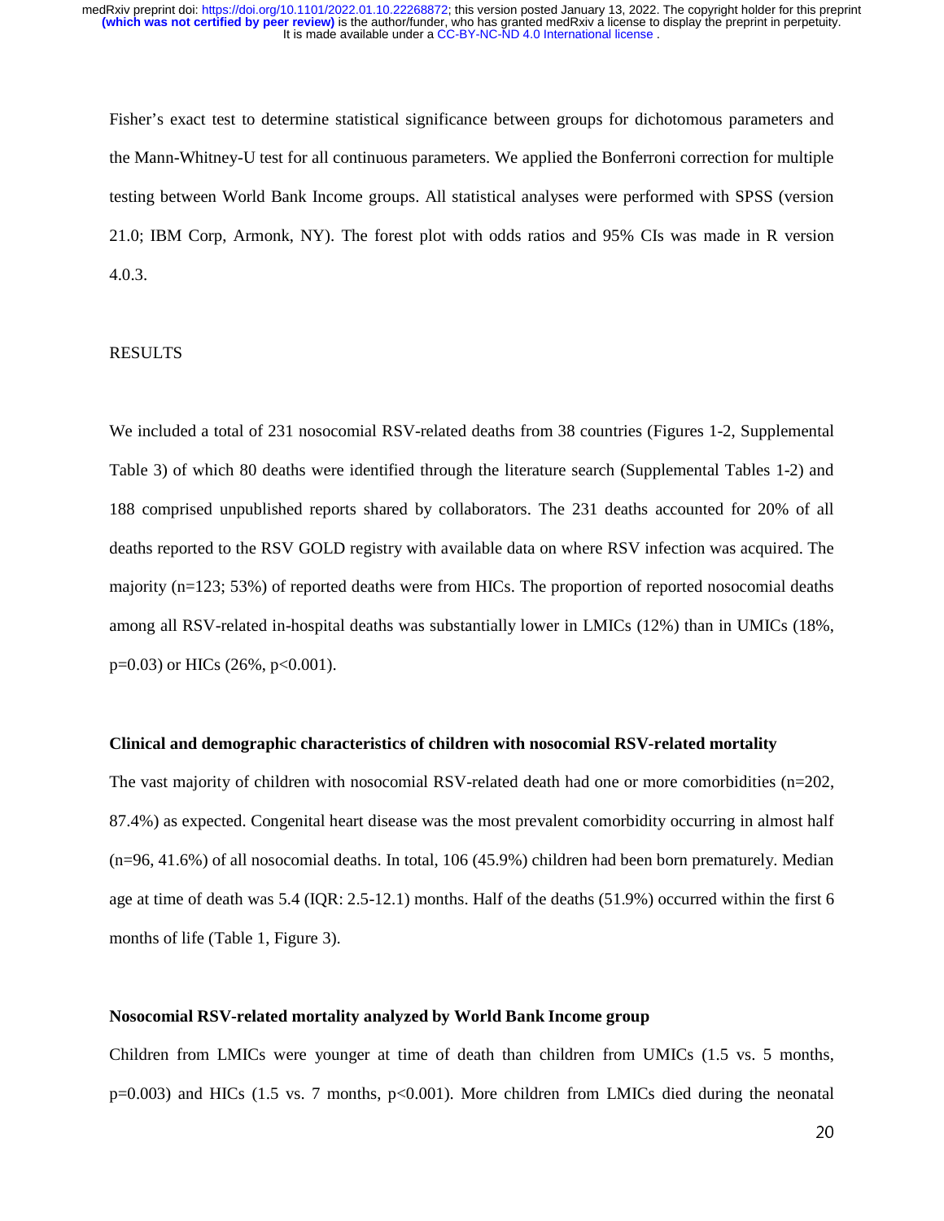Fisher's exact test to determine statistical significance between groups for dichotomous parameters and the Mann-Whitney-U test for all continuous parameters. We applied the Bonferroni correction for multiple testing between World Bank Income groups. All statistical analyses were performed with SPSS (version 21.0; IBM Corp, Armonk, NY). The forest plot with odds ratios and 95% CIs was made in R version 4.0.3.

## RESULTS

We included a total of 231 nosocomial RSV-related deaths from 38 countries (Figures 1-2, Supplemental Table 3) of which 80 deaths were identified through the literature search (Supplemental Tables 1-2) and 188 comprised unpublished reports shared by collaborators. The 231 deaths accounted for 20% of all deaths reported to the RSV GOLD registry with available data on where RSV infection was acquired. The majority (n=123; 53%) of reported deaths were from HICs. The proportion of reported nosocomial deaths among all RSV-related in-hospital deaths was substantially lower in LMICs (12%) than in UMICs (18%, p=0.03) or HICs (26%, p<0.001).

### Clinical and demographic characteristics of children with nosocomial RSV-related mortality

The vast majority of children with nosocomial RSV-related death had one or more comorbidities (n=202, 87.4%) as expected. Congenital heart disease was the most prevalent comorbidity occurring in almost half (n=96, 41.6%) of all nosocomial deaths. In total, 106 (45.9%) children had been born prematurely. Median age at time of death was 5.4 (IQR: 2.5-12.1) months. Half of the deaths (51.9%) occurred within the first 6 months of life (Table 1, Figure 3).

### Nosocomial RSV-related mortality analyzed by World Bank Income group

Children from LMICs were younger at time of death than children from UMICs (1.5 vs. 5 months, p=0.003) and HICs (1.5 vs. 7 months, p<0.001). More children from LMICs died during the neonatal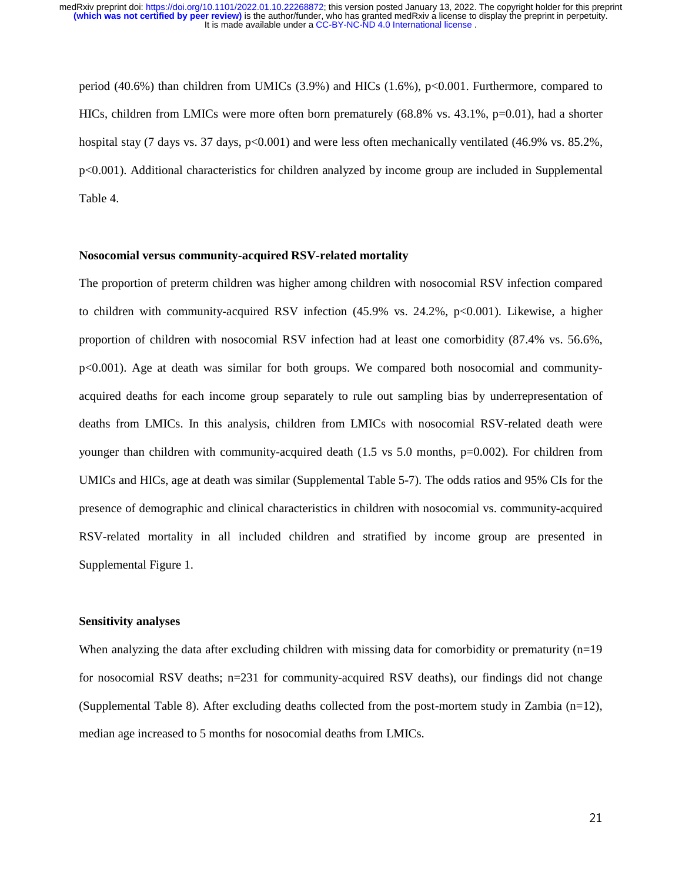period (40.6%) than children from UMICs (3.9%) and HICs (1.6%), $p<0.001$. Furthermore, compared to HICs, children from LMICs were more often born prematurely (68.8% vs. 43.1%, $p=0.01$), had a shorter hospital stay (7 days vs. 37 days, $p<0.001$) and were less often mechanically ventilated (46.9% vs. 85.2%, $p<0.001$). Additional characteristics for children analyzed by income group are included in Supplemental Table 4.

**Nosocomial versus community-acquired RSV-related mortality**

The proportion of preterm children was higher among children with nosocomial RSV infection compared to children with community-acquired RSV infection (45.9% vs. 24.2%, $p<0.001$). Likewise, a higher proportion of children with nosocomial RSV infection had at least one comorbidity (87.4% vs. 56.6%, $p<0.001$). Age at death was similar for both groups. We compared both nosocomial and community-acquired deaths for each income group separately to rule out sampling bias by underrepresentation of deaths from LMICs. In this analysis, children from LMICs with nosocomial RSV-related death were younger than children with community-acquired death (1.5 vs 5.0 months, $p=0.002$). For children from UMICs and HICs, age at death was similar (Supplemental Table 5-7). The odds ratios and 95% CIs for the presence of demographic and clinical characteristics in children with nosocomial vs. community-acquired RSV-related mortality in all included children and stratified by income group are presented in Supplemental Figure 1.

**Sensitivity analyses**

When analyzing the data after excluding children with missing data for comorbidity or prematurity (n=19 for nosocomial RSV deaths; n=231 for community-acquired RSV deaths), our findings did not change (Supplemental Table 8). After excluding deaths collected from the post-mortem study in Zambia (n=12), median age increased to 5 months for nosocomial deaths from LMICs.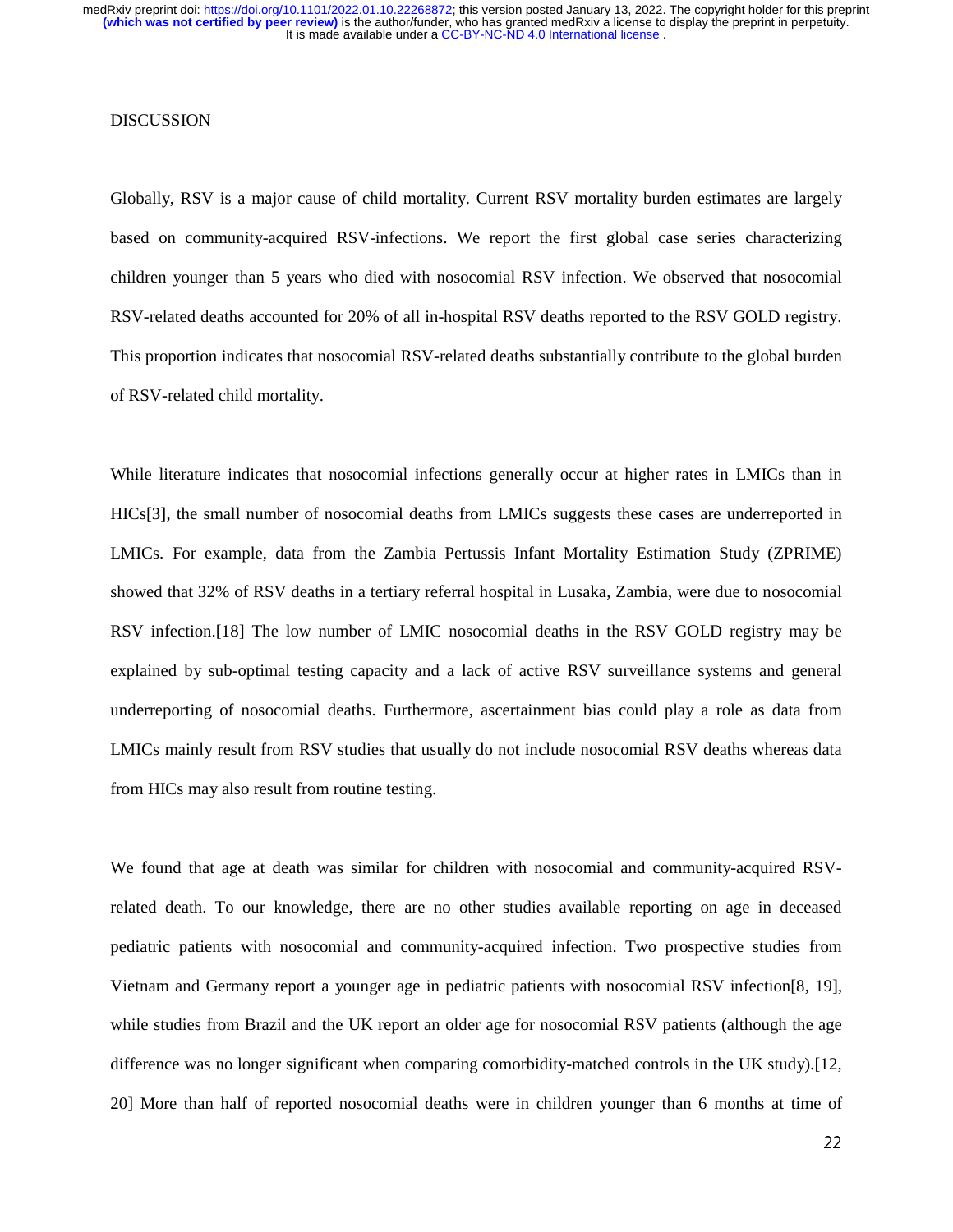DISCUSSION

Globally, RSV is a major cause of child mortality. Current RSV mortality burden estimates are largely based on community-acquired RSV-infections. We report the first global case series characterizing children younger than 5 years who died with nosocomial RSV infection. We observed that nosocomial RSV-related deaths accounted for 20% of all in-hospital RSV deaths reported to the RSV GOLD registry. This proportion indicates that nosocomial RSV-related deaths substantially contribute to the global burden of RSV-related child mortality.

While literature indicates that nosocomial infections generally occur at higher rates in LMICs than in HICs[3], the small number of nosocomial deaths from LMICs suggests these cases are underreported in LMICs. For example, data from the Zambia Pertussis Infant Mortality Estimation Study (ZPRIME) showed that 32% of RSV deaths in a tertiary referral hospital in Lusaka, Zambia, were due to nosocomial RSV infection.[18] The low number of LMIC nosocomial deaths in the RSV GOLD registry may be explained by sub-optimal testing capacity and a lack of active RSV surveillance systems and general underreporting of nosocomial deaths. Furthermore, ascertainment bias could play a role as data from LMICs mainly result from RSV studies that usually do not include nosocomial RSV deaths whereas data from HICs may also result from routine testing.

We found that age at death was similar for children with nosocomial and community-acquired RSV-related death. To our knowledge, there are no other studies available reporting on age in deceased pediatric patients with nosocomial and community-acquired infection. Two prospective studies from Vietnam and Germany report a younger age in pediatric patients with nosocomial RSV infection[8, 19], while studies from Brazil and the UK report an older age for nosocomial RSV patients (although the age difference was no longer significant when comparing comorbidity-matched controls in the UK study).[12, 20] More than half of reported nosocomial deaths were in children younger than 6 months at time of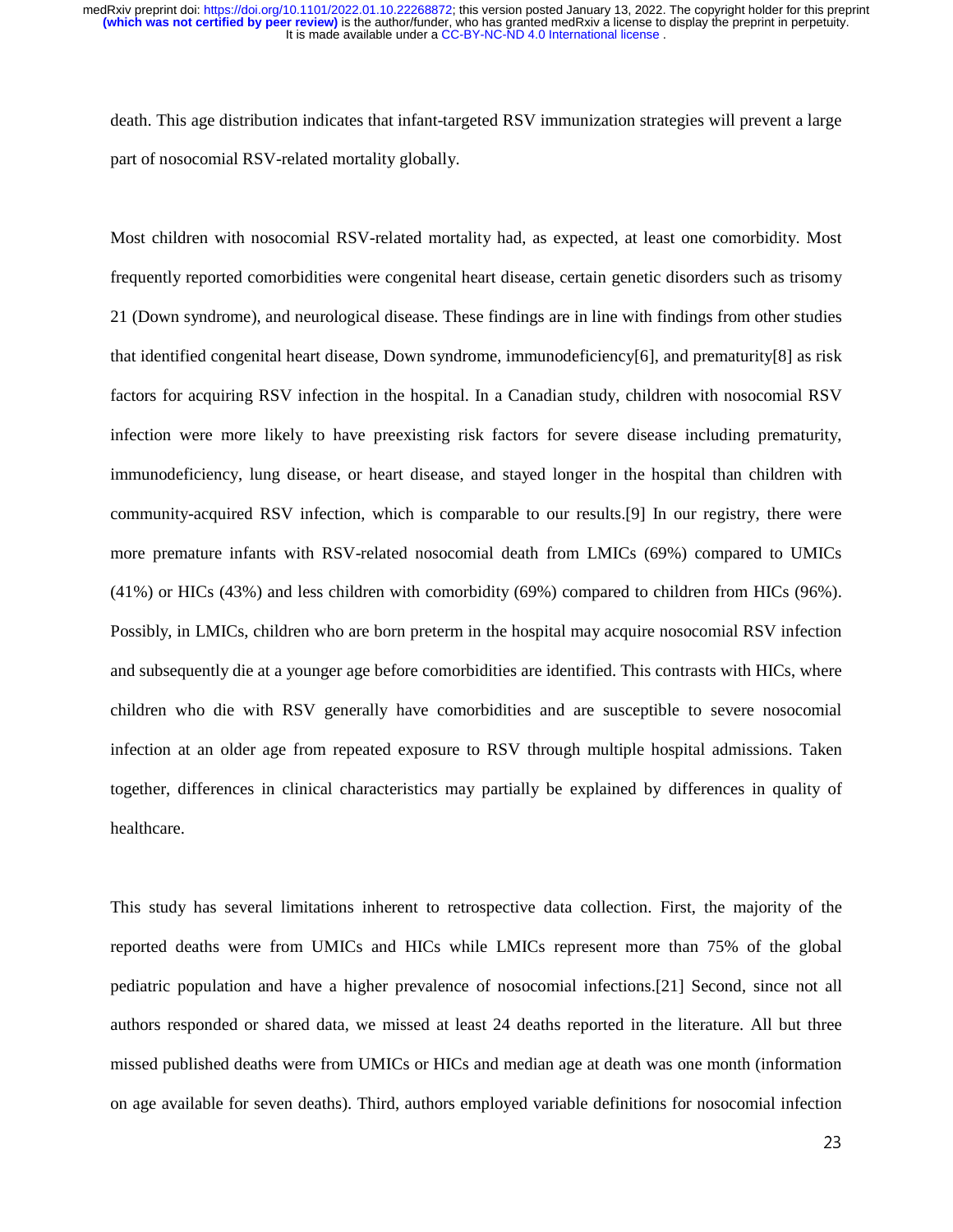death. This age distribution indicates that infant-targeted RSV immunization strategies will prevent a large part of nosocomial RSV-related mortality globally.

Most children with nosocomial RSV-related mortality had, as expected, at least one comorbidity. Most frequently reported comorbidities were congenital heart disease, certain genetic disorders such as trisomy 21 (Down syndrome), and neurological disease. These findings are in line with findings from other studies that identified congenital heart disease, Down syndrome, immunodeficiency[6], and prematurity[8] as risk factors for acquiring RSV infection in the hospital. In a Canadian study, children with nosocomial RSV infection were more likely to have preexisting risk factors for severe disease including prematurity, immunodeficiency, lung disease, or heart disease, and stayed longer in the hospital than children with community-acquired RSV infection, which is comparable to our results.[9] In our registry, there were more premature infants with RSV-related nosocomial death from LMICs (69%) compared to UMICs (41%) or HICs (43%) and less children with comorbidity (69%) compared to children from HICs (96%). Possibly, in LMICs, children who are born preterm in the hospital may acquire nosocomial RSV infection and subsequently die at a younger age before comorbidities are identified. This contrasts with HICs, where children who die with RSV generally have comorbidities and are susceptible to severe nosocomial infection at an older age from repeated exposure to RSV through multiple hospital admissions. Taken together, differences in clinical characteristics may partially be explained by differences in quality of healthcare.

This study has several limitations inherent to retrospective data collection. First, the majority of the reported deaths were from UMICs and HICs while LMICs represent more than 75% of the global pediatric population and have a higher prevalence of nosocomial infections.[21] Second, since not all authors responded or shared data, we missed at least 24 deaths reported in the literature. All but three missed published deaths were from UMICs or HICs and median age at death was one month (information on age available for seven deaths). Third, authors employed variable definitions for nosocomial infection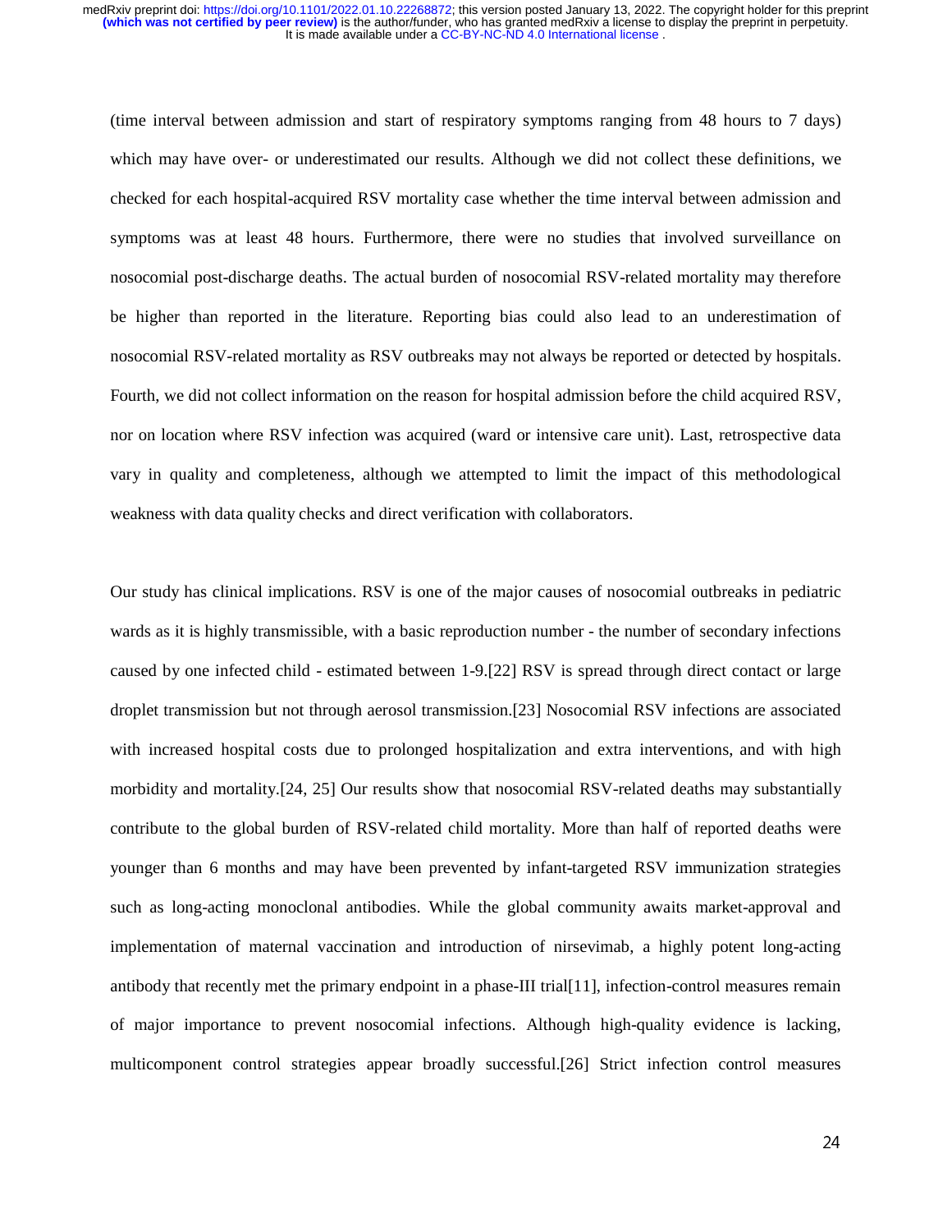(time interval between admission and start of respiratory symptoms ranging from 48 hours to 7 days) which may have over- or underestimated our results. Although we did not collect these definitions, we checked for each hospital-acquired RSV mortality case whether the time interval between admission and symptoms was at least 48 hours. Furthermore, there were no studies that involved surveillance on nosocomial post-discharge deaths. The actual burden of nosocomial RSV-related mortality may therefore be higher than reported in the literature. Reporting bias could also lead to an underestimation of nosocomial RSV-related mortality as RSV outbreaks may not always be reported or detected by hospitals. Fourth, we did not collect information on the reason for hospital admission before the child acquired RSV, nor on location where RSV infection was acquired (ward or intensive care unit). Last, retrospective data vary in quality and completeness, although we attempted to limit the impact of this methodological weakness with data quality checks and direct verification with collaborators.

Our study has clinical implications. RSV is one of the major causes of nosocomial outbreaks in pediatric wards as it is highly transmissible, with a basic reproduction number - the number of secondary infections caused by one infected child - estimated between 1-9.[22] RSV is spread through direct contact or large droplet transmission but not through aerosol transmission.[23] Nosocomial RSV infections are associated with increased hospital costs due to prolonged hospitalization and extra interventions, and with high morbidity and mortality.[24, 25] Our results show that nosocomial RSV-related deaths may substantially contribute to the global burden of RSV-related child mortality. More than half of reported deaths were younger than 6 months and may have been prevented by infant-targeted RSV immunization strategies such as long-acting monoclonal antibodies. While the global community awaits market-approval and implementation of maternal vaccination and introduction of nirsevimab, a highly potent long-acting antibody that recently met the primary endpoint in a phase-III trial[11], infection-control measures remain of major importance to prevent nosocomial infections. Although high-quality evidence is lacking, multicomponent control strategies appear broadly successful.[26] Strict infection control measures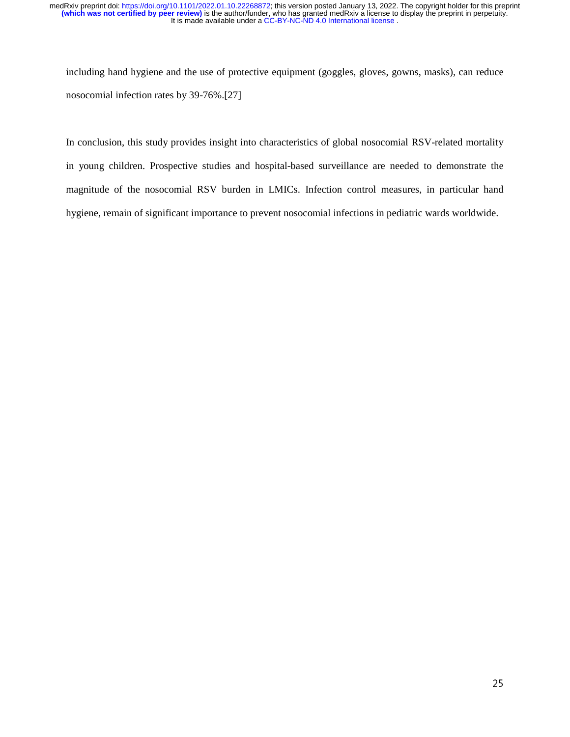including hand hygiene and the use of protective equipment (goggles, gloves, gowns, masks), can reduce nosocomial infection rates by 39-76%.[27]

In conclusion, this study provides insight into characteristics of global nosocomial RSV-related mortality in young children. Prospective studies and hospital-based surveillance are needed to demonstrate the magnitude of the nosocomial RSV burden in LMICs. Infection control measures, in particular hand hygiene, remain of significant importance to prevent nosocomial infections in pediatric wards worldwide.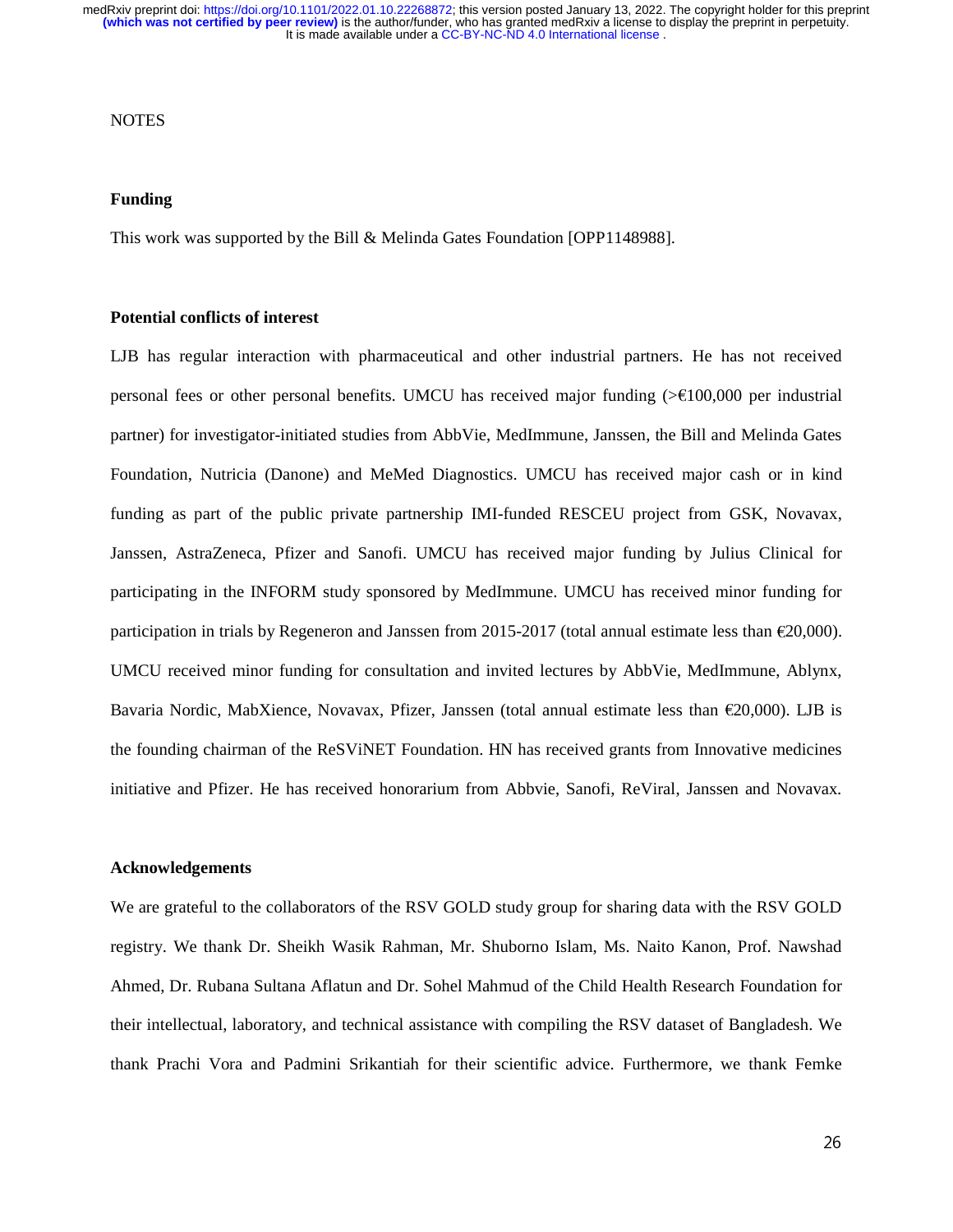NOTES

**Funding**

This work was supported by the Bill & Melinda Gates Foundation [OPP1148988].

**Potential conflicts of interest**

LJB has regular interaction with pharmaceutical and other industrial partners. He has not received personal fees or other personal benefits. UMCU has received major funding (>€100,000 per industrial partner) for investigator-initiated studies from AbbVie, MedImmune, Janssen, the Bill and Melinda Gates Foundation, Nutricia (Danone) and MeMed Diagnostics. UMCU has received major cash or in kind funding as part of the public private partnership IMI-funded RESCEU project from GSK, Novavax, Janssen, AstraZeneca, Pfizer and Sanofi. UMCU has received major funding by Julius Clinical for participating in the INFORM study sponsored by MedImmune. UMCU has received minor funding for participation in trials by Regeneron and Janssen from 2015-2017 (total annual estimate less than €20,000). UMCU received minor funding for consultation and invited lectures by AbbVie, MedImmune, Ablynx, Bavaria Nordic, MabXience, Novavax, Pfizer, Janssen (total annual estimate less than €20,000). LJB is the founding chairman of the ReSViNET Foundation. HN has received grants from Innovative medicines initiative and Pfizer. He has received honorarium from Abbvie, Sanofi, ReViral, Janssen and Novavax.

**Acknowledgements**

We are grateful to the collaborators of the RSV GOLD study group for sharing data with the RSV GOLD registry. We thank Dr. Sheikh Wasik Rahman, Mr. Shuborno Islam, Ms. Naito Kanon, Prof. Nawshad Ahmed, Dr. Rubana Sultana Aflatun and Dr. Sohel Mahmud of the Child Health Research Foundation for their intellectual, laboratory, and technical assistance with compiling the RSV dataset of Bangladesh. We thank Prachi Vora and Padmini Srikantiah for their scientific advice. Furthermore, we thank Femke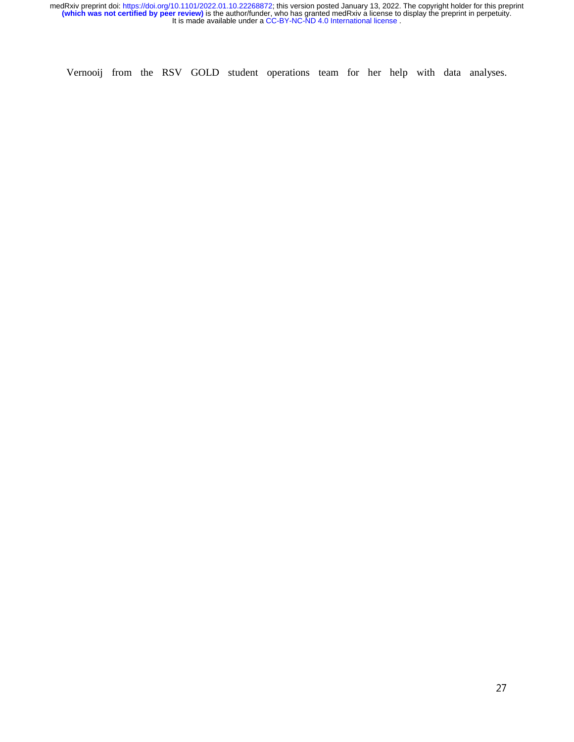Vernooij from the RSV GOLD student operations team for her help with data analyses.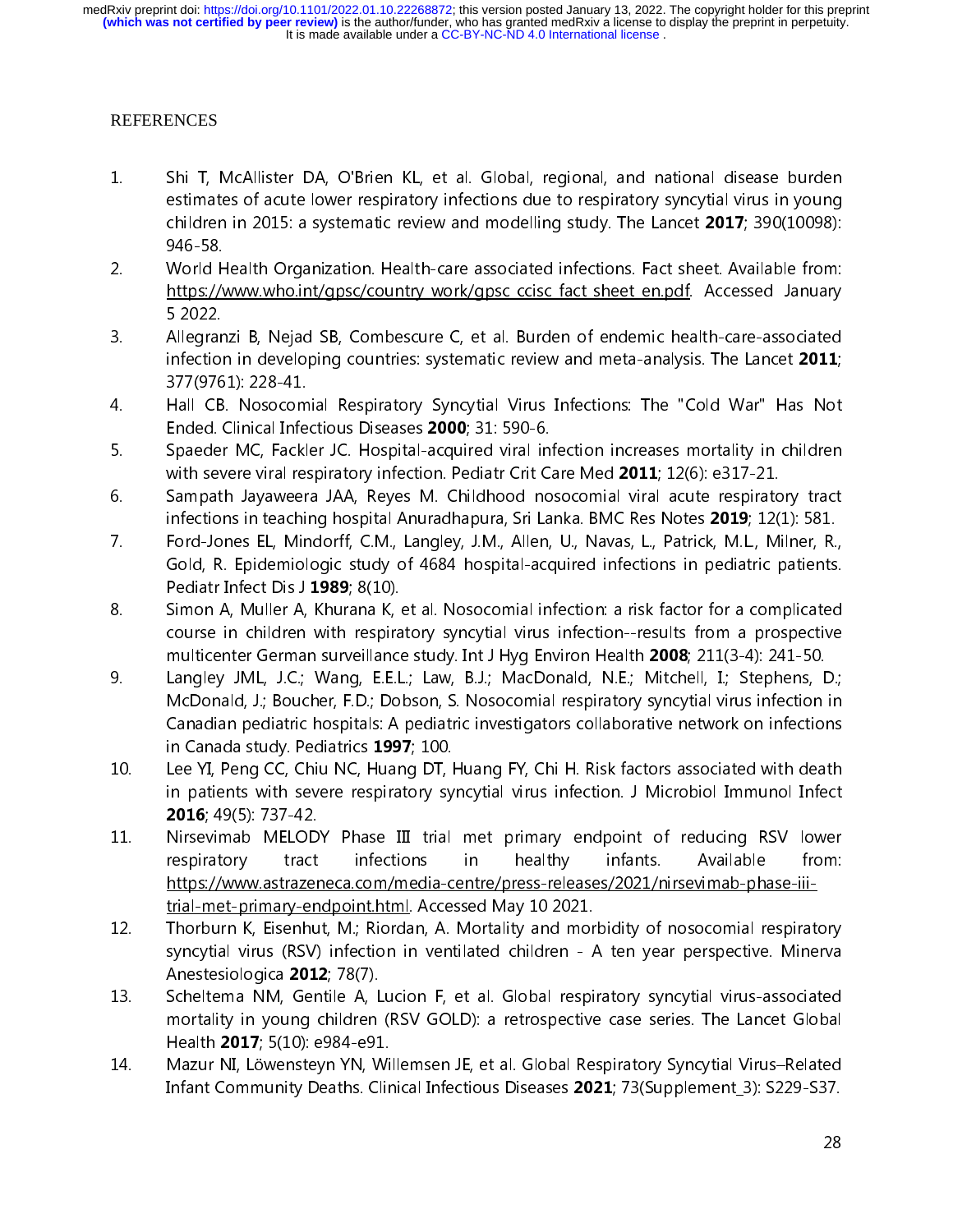REFERENCES

1. Shi T, McAllister DA, O'Brien KL, et al. Global, regional, and national disease burden estimates of acute lower respiratory infections due to respiratory syncytial virus in young children in 2015: a systematic review and modelling study. The Lancet **2017**; 390(10098): 946-58.
2. World Health Organization. Health-care associated infections. Fact sheet. Available from: https://www.who.int/gpsc/country_work/gpsc_ccisc_fact_sheet_en.pdf. Accessed January 5 2022.
3. Allegranzi B, Nejad SB, Combescure C, et al. Burden of endemic health-care-associated infection in developing countries: systematic review and meta-analysis. The Lancet **2011**; 377(9761): 228-41.
4. Hall CB. Nosocomial Respiratory Syncytial Virus Infections: The "Cold War" Has Not Ended. Clinical Infectious Diseases **2000**; 31: 590-6.
5. Spaeder MC, Fackler JC. Hospital-acquired viral infection increases mortality in children with severe viral respiratory infection. Pediatr Crit Care Med **2011**; 12(6): e317-21.
6. Sampath Jayaweera JAA, Reyes M. Childhood nosocomial viral acute respiratory tract infections in teaching hospital Anuradhapura, Sri Lanka. BMC Res Notes **2019**; 12(1): 581.
7. Ford-Jones EL, Mindorff, C.M., Langley, J.M., Allen, U., Navas, L., Patrick, M.L., Milner, R., Gold, R. Epidemiologic study of 4684 hospital-acquired infections in pediatric patients. Pediatr Infect Dis J **1989**; 8(10).
8. Simon A, Muller A, Khurana K, et al. Nosocomial infection: a risk factor for a complicated course in children with respiratory syncytial virus infection--results from a prospective multicenter German surveillance study. Int J Hyg Environ Health **2008**; 211(3-4): 241-50.
9. Langley JML, J.C.; Wang, E.E.L.; Law, B.J.; MacDonald, N.E.; Mitchell, I.; Stephens, D.; McDonald, J.; Boucher, F.D.; Dobson, S. Nosocomial respiratory syncytial virus infection in Canadian pediatric hospitals: A pediatric investigators collaborative network on infections in Canada study. Pediatrics **1997**; 100.
10. Lee YI, Peng CC, Chiu NC, Huang DT, Huang FY, Chi H. Risk factors associated with death in patients with severe respiratory syncytial virus infection. J Microbiol Immunol Infect **2016**; 49(5): 737-42.
11. Nirsevimab MELODY Phase III trial met primary endpoint of reducing RSV lower respiratory tract infections in healthy infants. Available from: https://www.astrazeneca.com/media-centre/press-releases/2021/nirsevimab-phase-iii-trial-met-primary-endpoint.html. Accessed May 10 2021.
12. Thorburn K, Eisenhut, M.; Riordan, A. Mortality and morbidity of nosocomial respiratory syncytial virus (RSV) infection in ventilated children - A ten year perspective. Minerva Anestesiologica **2012**; 78(7).
13. Scheltema NM, Gentile A, Lucion F, et al. Global respiratory syncytial virus-associated mortality in young children (RSV GOLD): a retrospective case series. The Lancet Global Health **2017**; 5(10): e984-e91.
14. Mazur NI, Löwensteyn YN, Willemsen JE, et al. Global Respiratory Syncytial Virus–Related Infant Community Deaths. Clinical Infectious Diseases **2021**; 73(Supplement_3): S229-S37.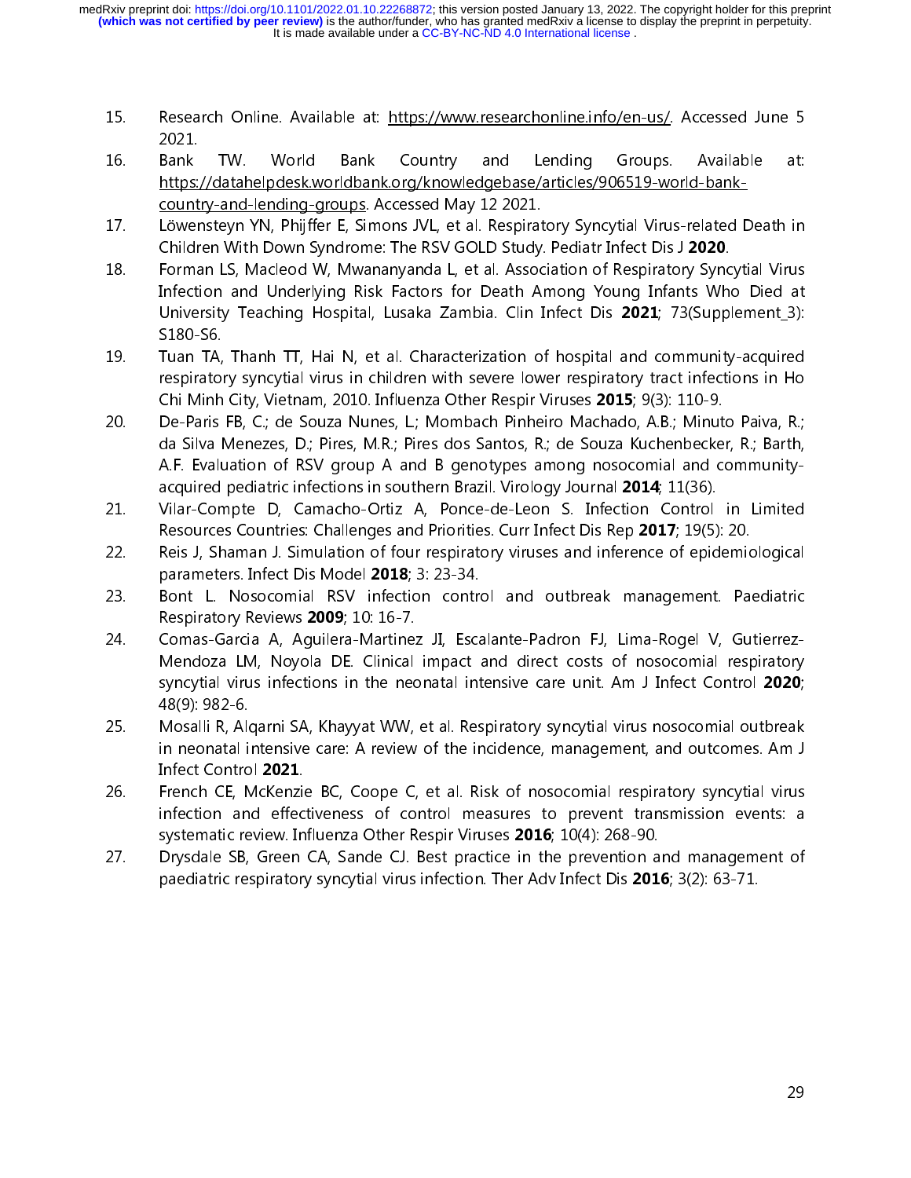15. Research Online. Available at: https://www.researchonline.info/en-us/. Accessed June 5 2021.
16. Bank TW. World Bank Country and Lending Groups. Available at: https://datahelpdesk.worldbank.org/knowledgebase/articles/906519-world-bank-country-and-lending-groups. Accessed May 12 2021.
17. Löwensteyn YN, Phijffer E, Simons JVL, et al. Respiratory Syncytial Virus-related Death in Children With Down Syndrome: The RSV GOLD Study. Pediatr Infect Dis J **2020**.
18. Forman LS, Macleod W, Mwananyanda L, et al. Association of Respiratory Syncytial Virus Infection and Underlying Risk Factors for Death Among Young Infants Who Died at University Teaching Hospital, Lusaka Zambia. Clin Infect Dis **2021**; 73(Supplement_3): S180-S6.
19. Tuan TA, Thanh TT, Hai N, et al. Characterization of hospital and community-acquired respiratory syncytial virus in children with severe lower respiratory tract infections in Ho Chi Minh City, Vietnam, 2010. Influenza Other Respir Viruses **2015**; 9(3): 110-9.
20. De-Paris FB, C.; de Souza Nunes, L.; Mombach Pinheiro Machado, A.B.; Minuto Paiva, R.; da Silva Menezes, D.; Pires, M.R.; Pires dos Santos, R.; de Souza Kuchenbecker, R.; Barth, A.F. Evaluation of RSV group A and B genotypes among nosocomial and community-acquired pediatric infections in southern Brazil. Virology Journal **2014**; 11(36).
21. Vilar-Compte D, Camacho-Ortiz A, Ponce-de-Leon S. Infection Control in Limited Resources Countries: Challenges and Priorities. Curr Infect Dis Rep **2017**; 19(5): 20.
22. Reis J, Shaman J. Simulation of four respiratory viruses and inference of epidemiological parameters. Infect Dis Model **2018**; 3: 23-34.
23. Bont L. Nosocomial RSV infection control and outbreak management. Paediatric Respiratory Reviews **2009**; 10: 16-7.
24. Comas-Garcia A, Aguilera-Martinez JI, Escalante-Padron FJ, Lima-Rogel V, Gutierrez-Mendoza LM, Noyola DE. Clinical impact and direct costs of nosocomial respiratory syncytial virus infections in the neonatal intensive care unit. Am J Infect Control **2020**; 48(9): 982-6.
25. Mosalli R, Alqarni SA, Khayyat WW, et al. Respiratory syncytial virus nosocomial outbreak in neonatal intensive care: A review of the incidence, management, and outcomes. Am J Infect Control **2021**.
26. French CE, McKenzie BC, Coope C, et al. Risk of nosocomial respiratory syncytial virus infection and effectiveness of control measures to prevent transmission events: a systematic review. Influenza Other Respir Viruses **2016**; 10(4): 268-90.
27. Drysdale SB, Green CA, Sande CJ. Best practice in the prevention and management of paediatric respiratory syncytial virus infection. Ther Adv Infect Dis **2016**; 3(2): 63-71.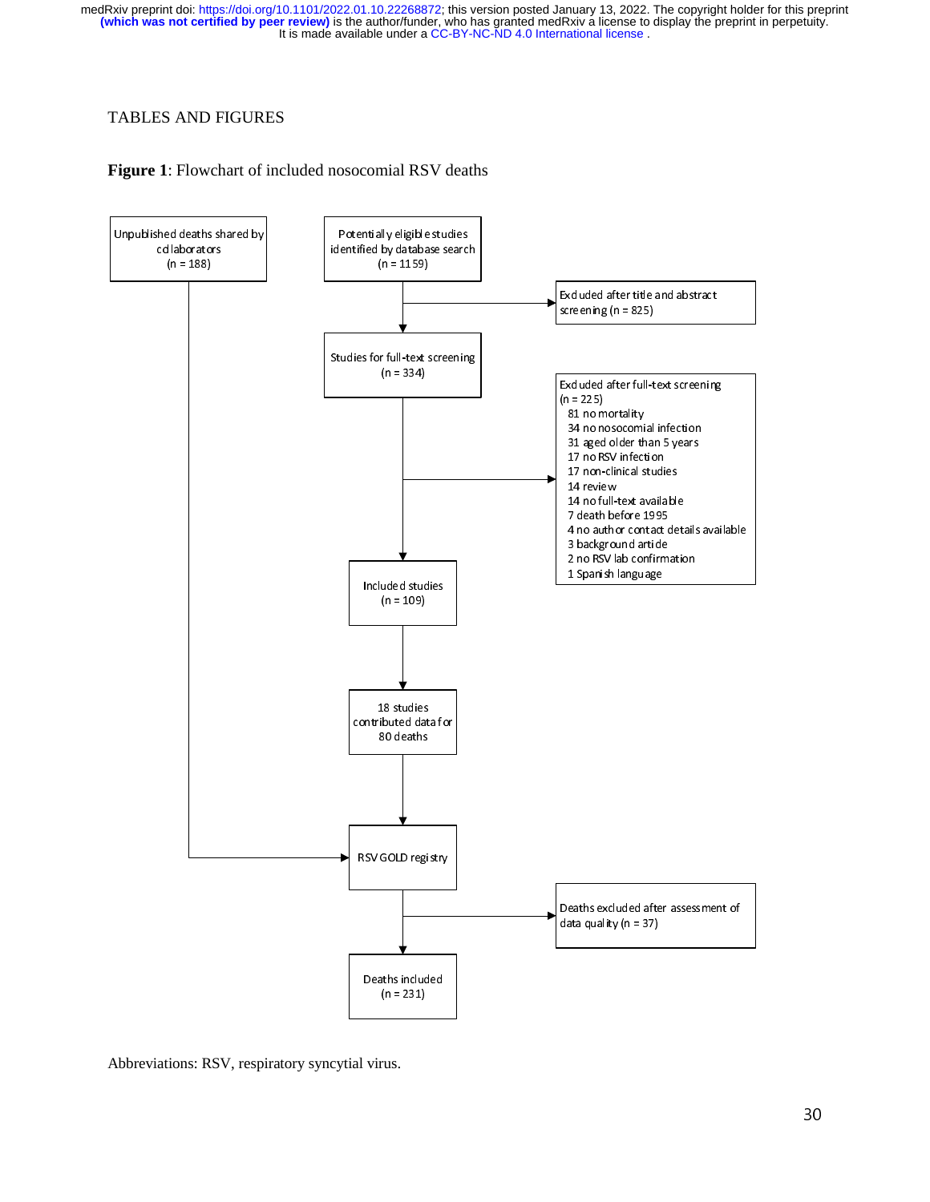TABLES AND FIGURES

**Figure 1**: Flowchart of included nosocomial RSV deaths

Unpublished deaths shared by collaborators (n = 188)

Potentially eligible studies identified by database search (n = 1159)

Excluded after title and abstract screening (n = 825)

Studies for full-text screening (n = 334)

Excluded after full-text screening (n = 225)
- 81 no mortality
- 34 no nosocomial infection
- 31 aged older than 5 years
- 17 no RSV infection
- 17 non-clinical studies
- 14 review
- 14 no full-text available
- 7 death before 1995
- 4 no author contact details available
- 3 background article
- 2 no RSV lab confirmation
- 1 Spanish language

Included studies (n = 109)

18 studies contributed data for 80 deaths

RSV GOLD registry

Deaths excluded after assessment of data quality (n = 37)

Deaths included (n = 231)

Abbreviations: RSV, respiratory syncytial virus.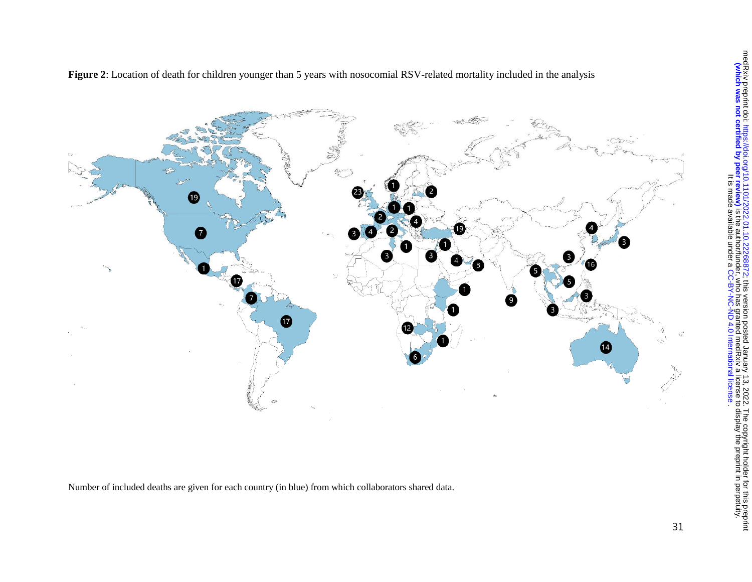**Figure 2**: Location of death for children younger than 5 years with nosocomial RSV-related mortality included in the analysis

Number of included deaths are given for each country (in blue) from which collaborators shared data.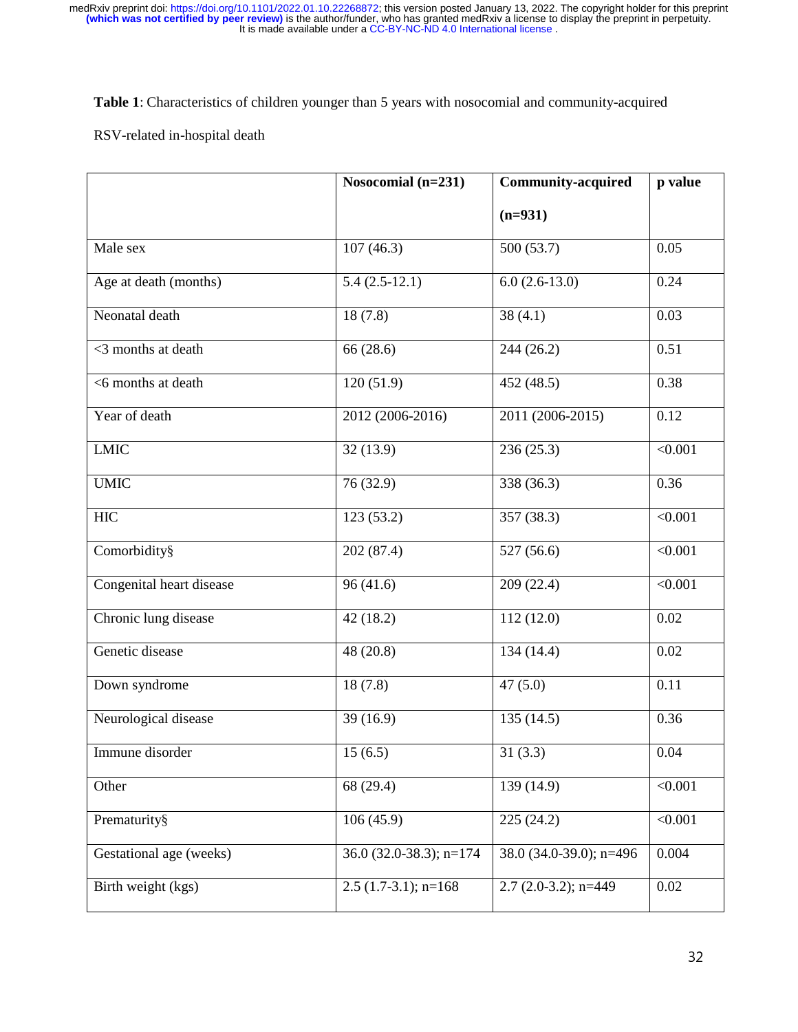**Table 1**: Characteristics of children younger than 5 years with nosocomial and community-acquired RSV-related in-hospital death

| | **Nosocomial (n=231)** | **Community-acquired (n=931)** | **p value** |
|---|---|---|---|
| Male sex | 107 (46.3) | 500 (53.7) | 0.05 |
| Age at death (months) | 5.4 (2.5-12.1) | 6.0 (2.6-13.0) | 0.24 |
| Neonatal death | 18 (7.8) | 38 (4.1) | 0.03 |
| <3 months at death | 66 (28.6) | 244 (26.2) | 0.51 |
| <6 months at death | 120 (51.9) | 452 (48.5) | 0.38 |
| Year of death | 2012 (2006-2016) | 2011 (2006-2015) | 0.12 |
| LMIC | 32 (13.9) | 236 (25.3) | <0.001 |
| UMIC | 76 (32.9) | 338 (36.3) | 0.36 |
| HIC | 123 (53.2) | 357 (38.3) | <0.001 |
| Comorbidity§ | 202 (87.4) | 527 (56.6) | <0.001 |
| Congenital heart disease | 96 (41.6) | 209 (22.4) | <0.001 |
| Chronic lung disease | 42 (18.2) | 112 (12.0) | 0.02 |
| Genetic disease | 48 (20.8) | 134 (14.4) | 0.02 |
| Down syndrome | 18 (7.8) | 47 (5.0) | 0.11 |
| Neurological disease | 39 (16.9) | 135 (14.5) | 0.36 |
| Immune disorder | 15 (6.5) | 31 (3.3) | 0.04 |
| Other | 68 (29.4) | 139 (14.9) | <0.001 |
| Prematurity§ | 106 (45.9) | 225 (24.2) | <0.001 |
| Gestational age (weeks) | 36.0 (32.0-38.3); n=174 | 38.0 (34.0-39.0); n=496 | 0.004 |
| Birth weight (kgs) | 2.5 (1.7-3.1); n=168 | 2.7 (2.0-3.2); n=449 | 0.02 |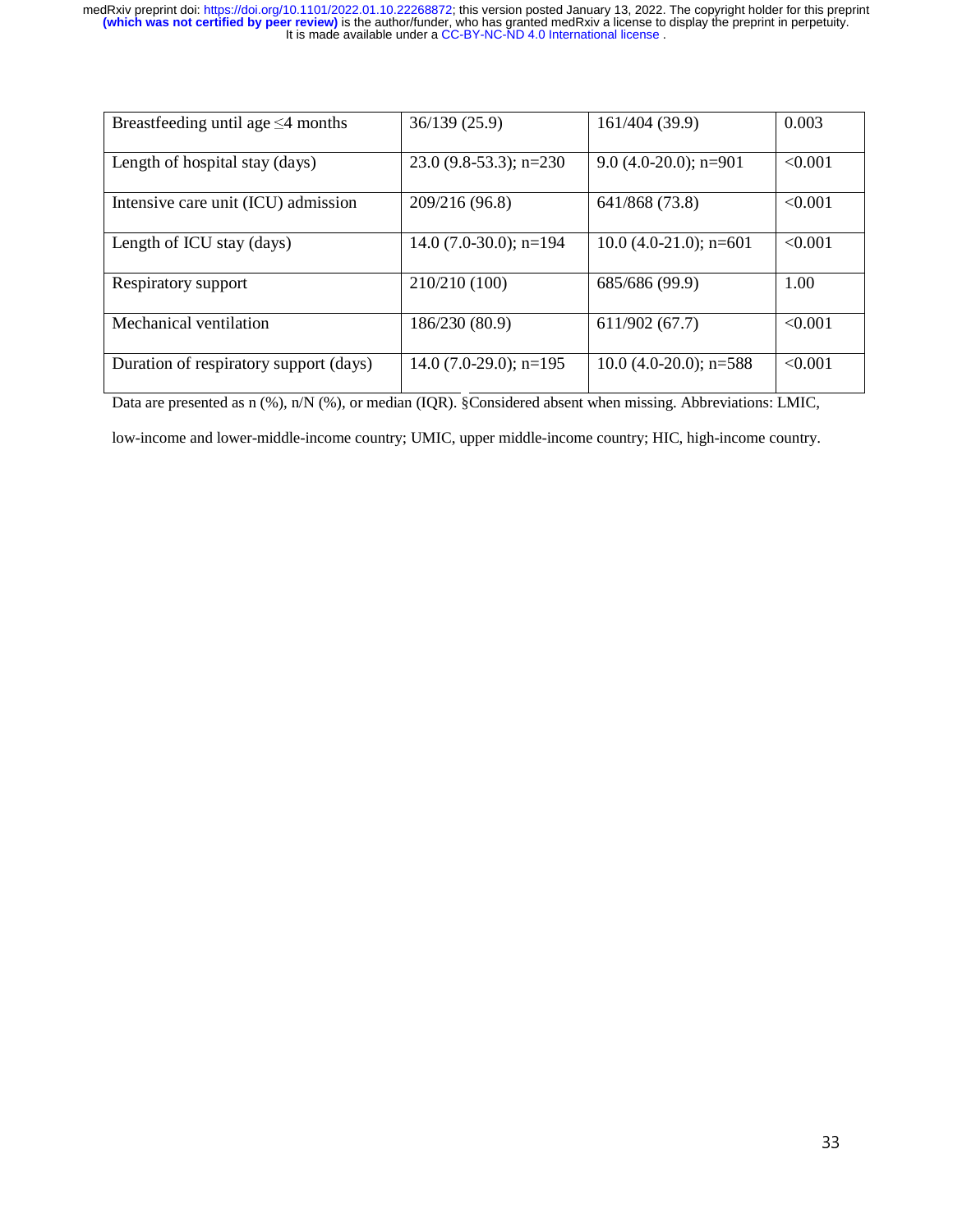| | | | |
|---|---|---|---|
| Breastfeeding until age ≤4 months | 36/139 (25.9) | 161/404 (39.9) | 0.003 |
| Length of hospital stay (days) | 23.0 (9.8-53.3); n=230 | 9.0 (4.0-20.0); n=901 | <0.001 |
| Intensive care unit (ICU) admission | 209/216 (96.8) | 641/868 (73.8) | <0.001 |
| Length of ICU stay (days) | 14.0 (7.0-30.0); n=194 | 10.0 (4.0-21.0); n=601 | <0.001 |
| Respiratory support | 210/210 (100) | 685/686 (99.9) | 1.00 |
| Mechanical ventilation | 186/230 (80.9) | 611/902 (67.7) | <0.001 |
| Duration of respiratory support (days) | 14.0 (7.0-29.0); n=195 | 10.0 (4.0-20.0); n=588 | <0.001 |

Data are presented as n (%), n/N (%), or median (IQR). §Considered absent when missing. Abbreviations: LMIC, low-income and lower-middle-income country; UMIC, upper middle-income country; HIC, high-income country.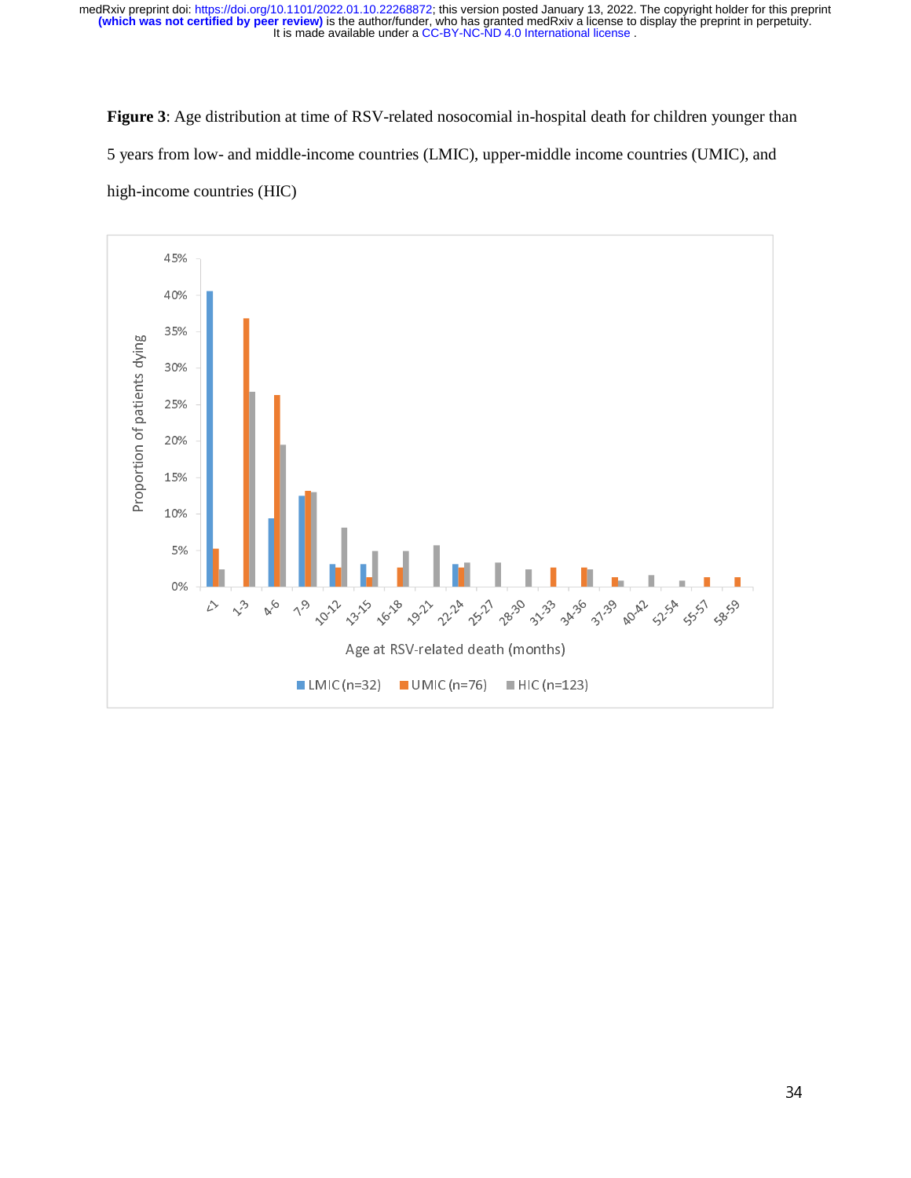**Figure 3**: Age distribution at time of RSV-related nosocomial in-hospital death for children younger than 5 years from low- and middle-income countries (LMIC), upper-middle income countries (UMIC), and high-income countries (HIC)

45%
40%
35%
30%
25%
20%
15%
10%
5%
0%

Proportion of patients dying

<1
1-3
4-6
7-9
10-12
13-15
16-18
19-21
22-24
25-27
28-30
31-33
34-36
37-39
40-42
52-54
55-57
58-59

Age at RSV-related death (months)

LMIC (n=32) UMIC (n=76) HIC (n=123)